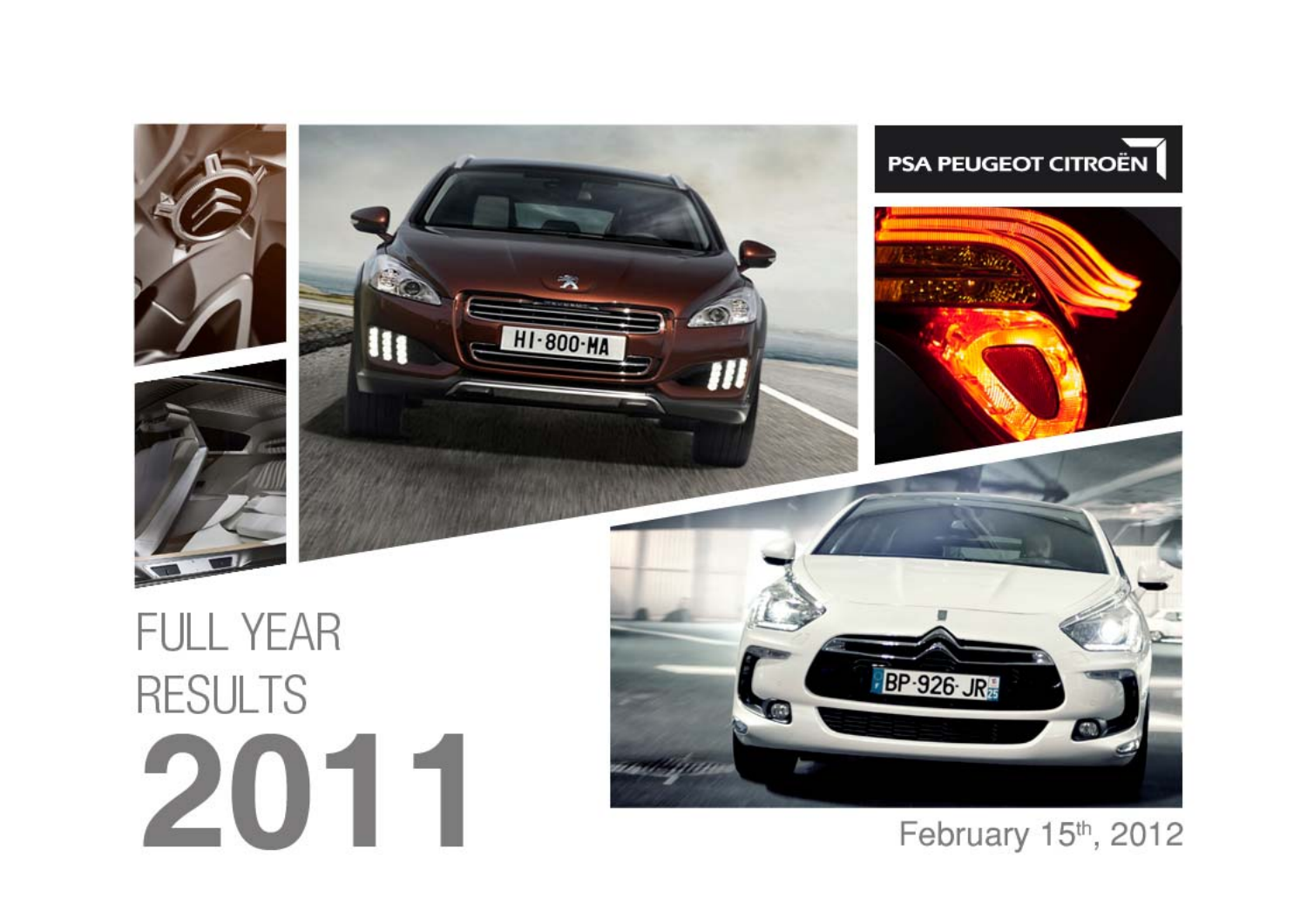PSA PEUGEOT CITROËN

# FULL YEAR RESULTS 2011

February 15th, 2012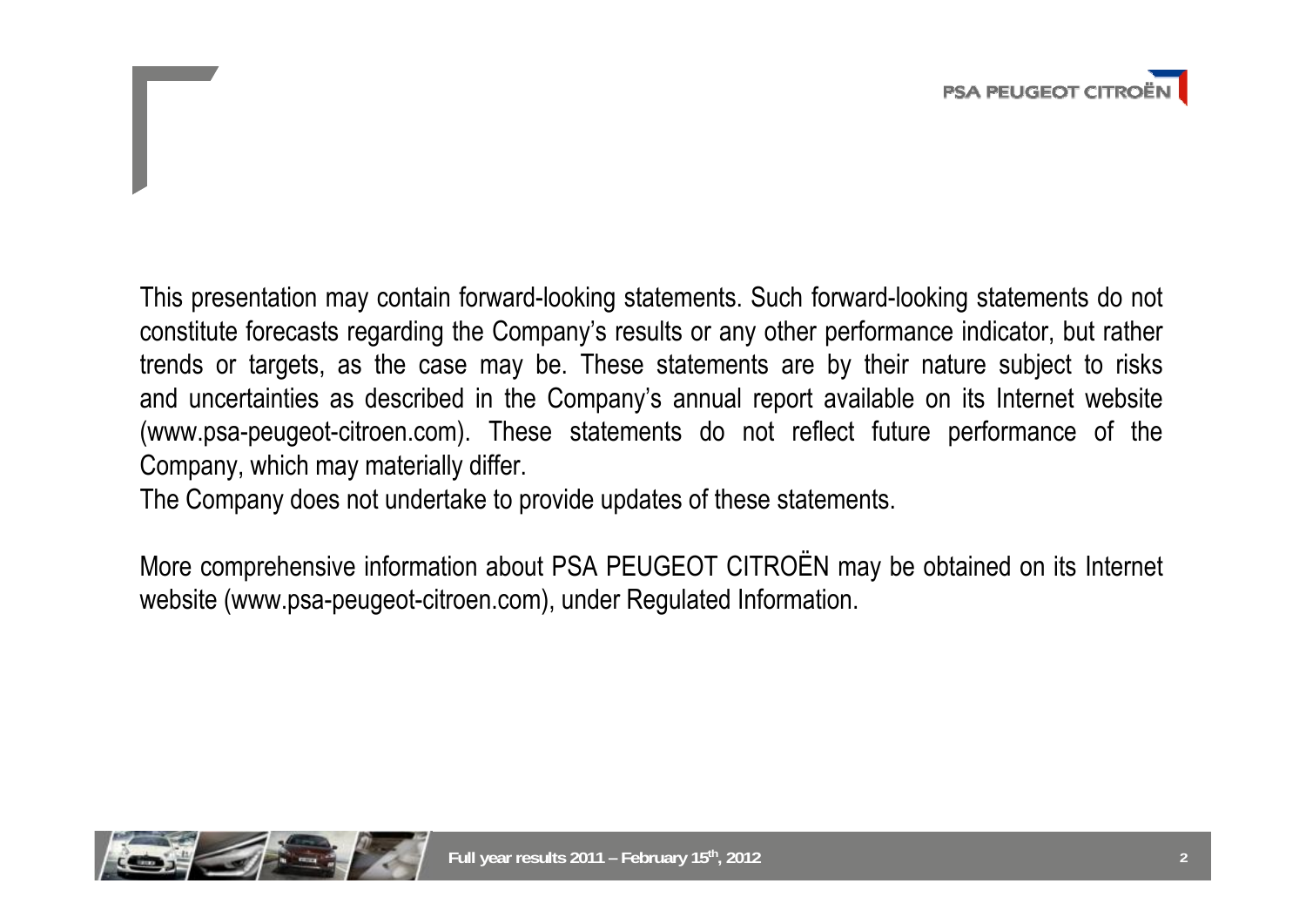This presentation may contain forward-looking statements. Such forward-looking statements do not constitute forecasts regarding the Company's results or any other performance indicator, but rather trends or targets, as the case may be. These statements are by their nature subject to risks and uncertainties as described in the Company's annual report available on its Internet website (www.psa-peugeot-citroen.com). These statements do not reflect future performance of the Company, which may materially differ.

The Company does not undertake to provide updates of these statements.

More comprehensive information about PSA PEUGEOT CITROËN may be obtained on its Internet website (www.psa-peugeot-citroen.com), under Regulated Information.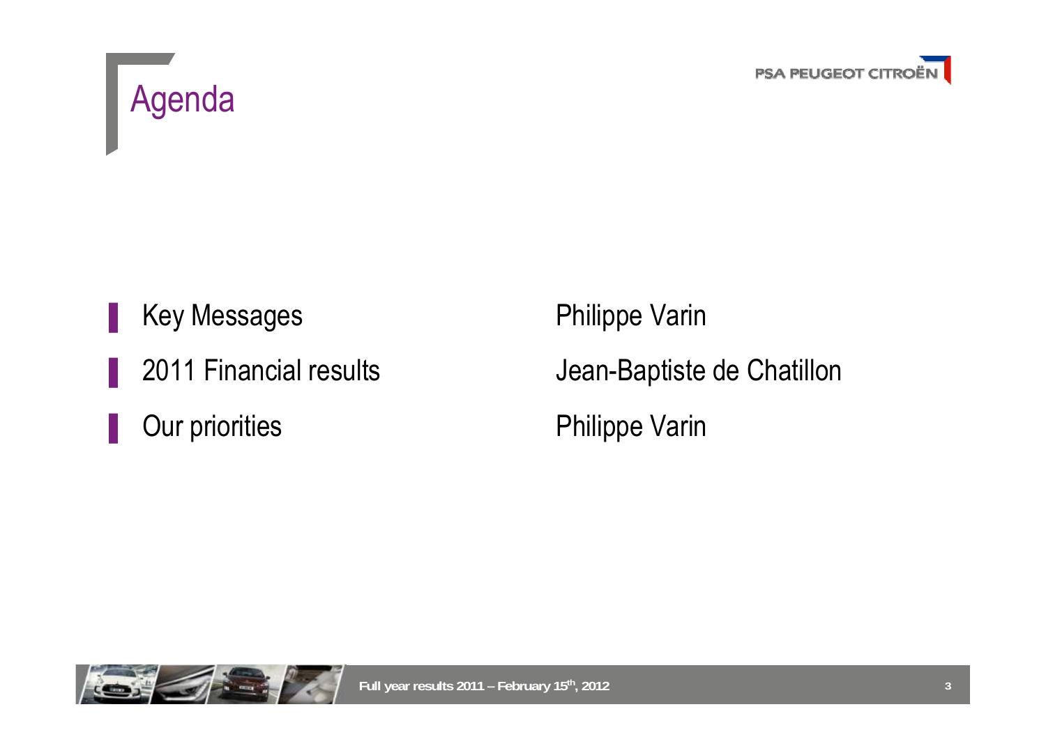# Agenda

| | |
|---|---|
| Key Messages | Philippe Varin |
| 2011 Financial results | Jean-Baptiste de Chatillon |
| Our priorities | Philippe Varin |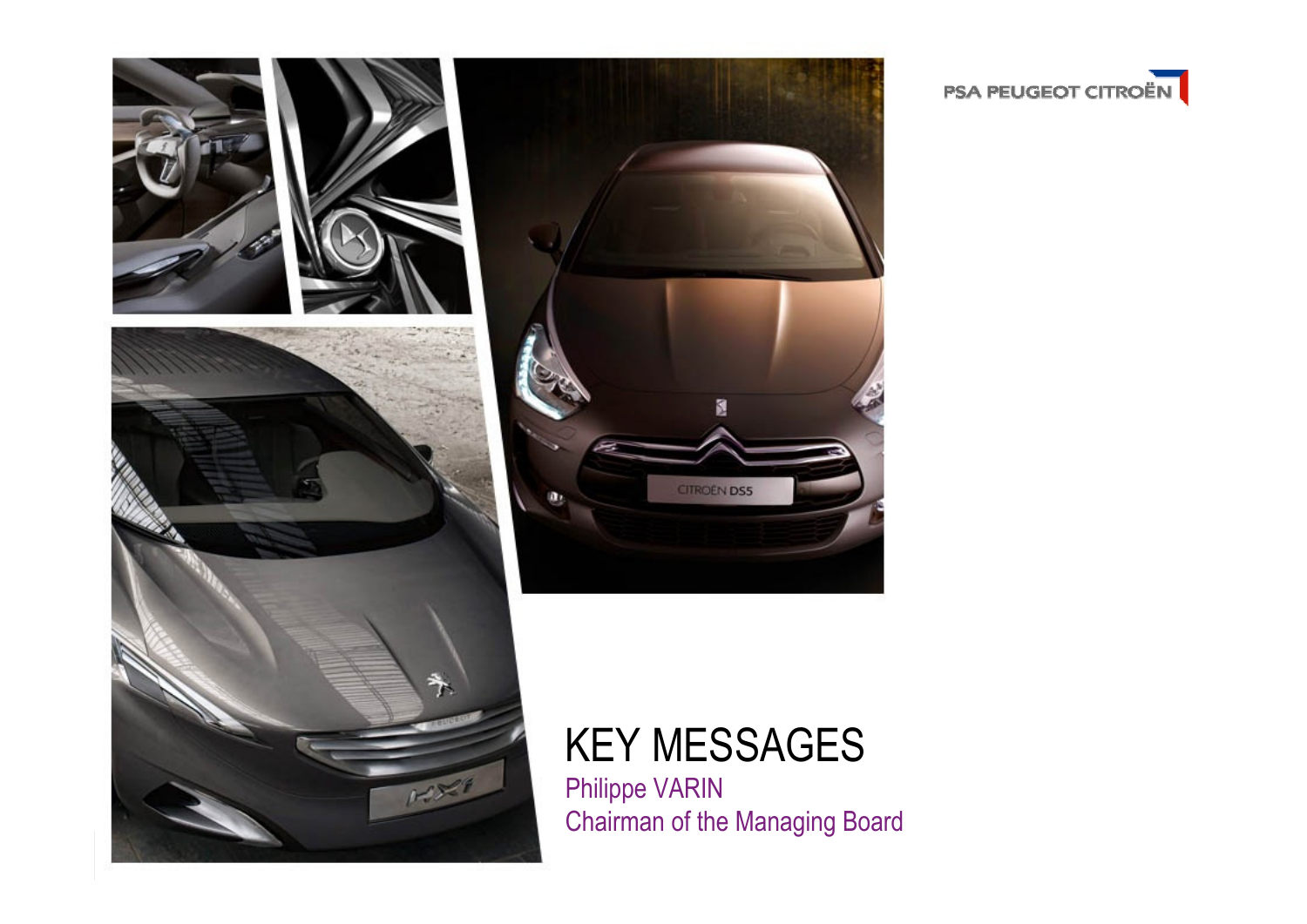# KEY MESSAGES

Philippe VARIN

Chairman of the Managing Board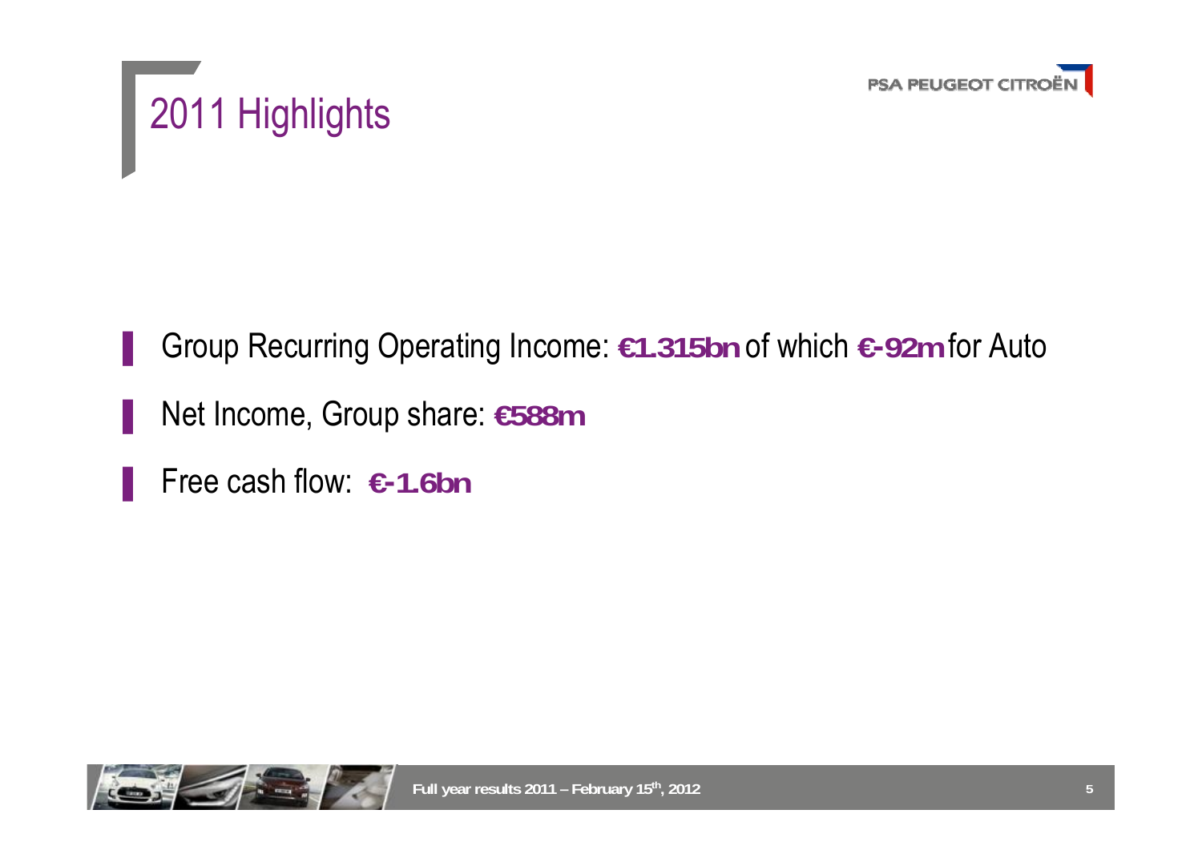# 2011 Highlights

- Group Recurring Operating Income: **€1.315bn** of which **€-92m** for Auto
- Net Income, Group share: **€588m**
- Free cash flow: **€-1.6bn**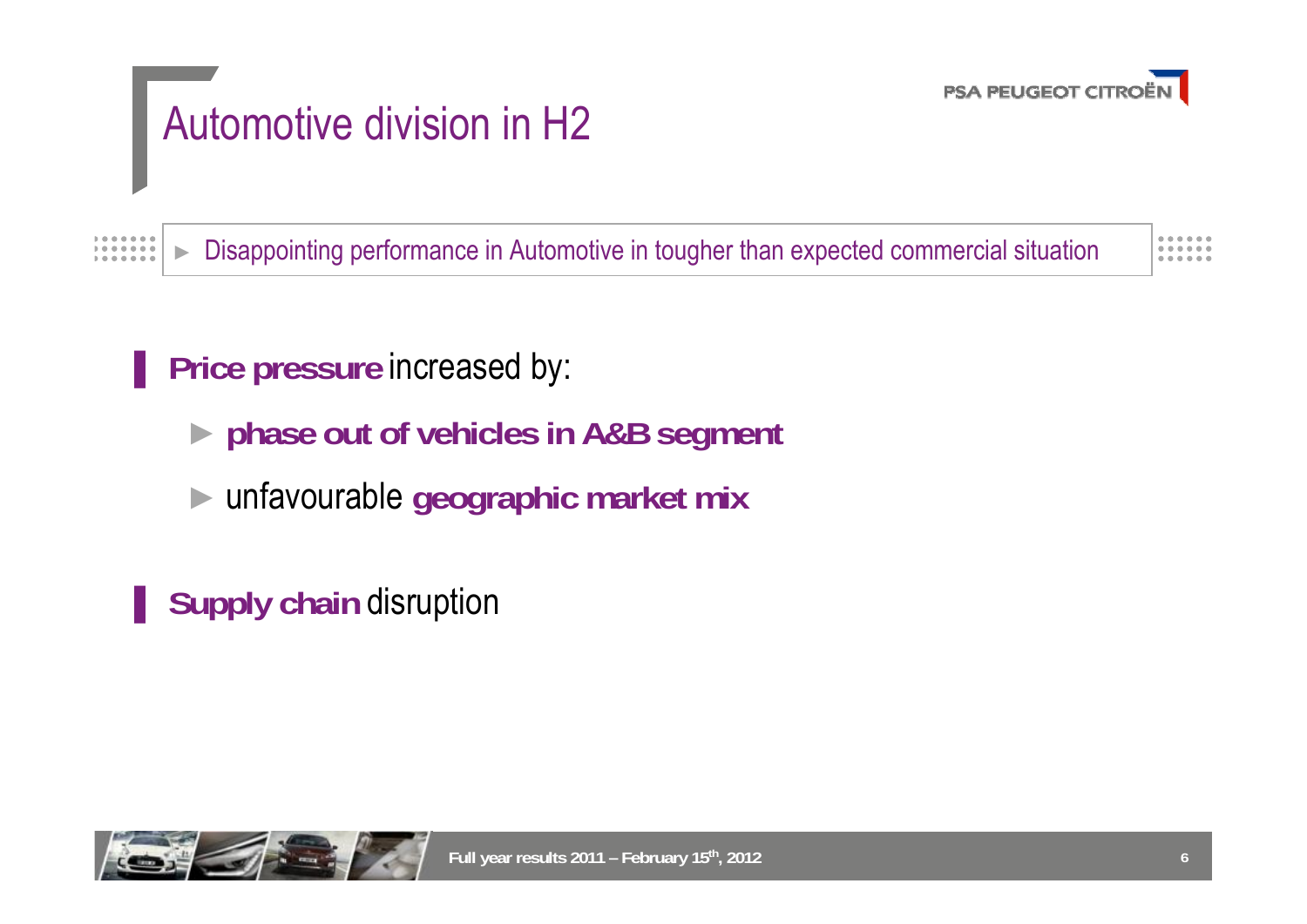# Automotive division in H2

► Disappointing performance in Automotive in tougher than expected commercial situation

- **Price pressure** increased by:
  - **phase out of vehicles in A&B segment**
  - unfavourable **geographic market mix**

- **Supply chain** disruption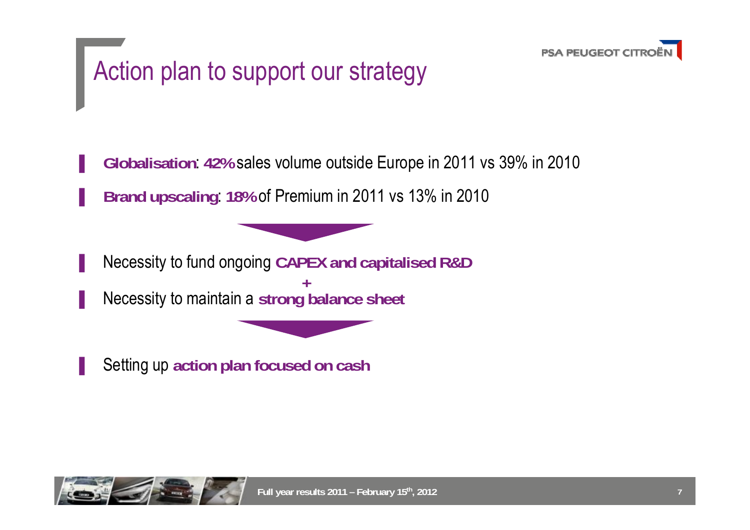# Action plan to support our strategy

- **Globalisation**: **42%** sales volume outside Europe in 2011 vs 39% in 2010
- **Brand upscaling**: **18%** of Premium in 2011 vs 13% in 2010

- Necessity to fund ongoing **CAPEX and capitalised R&D**

**+**

- Necessity to maintain a **strong balance sheet**

- Setting up **action plan focused on cash**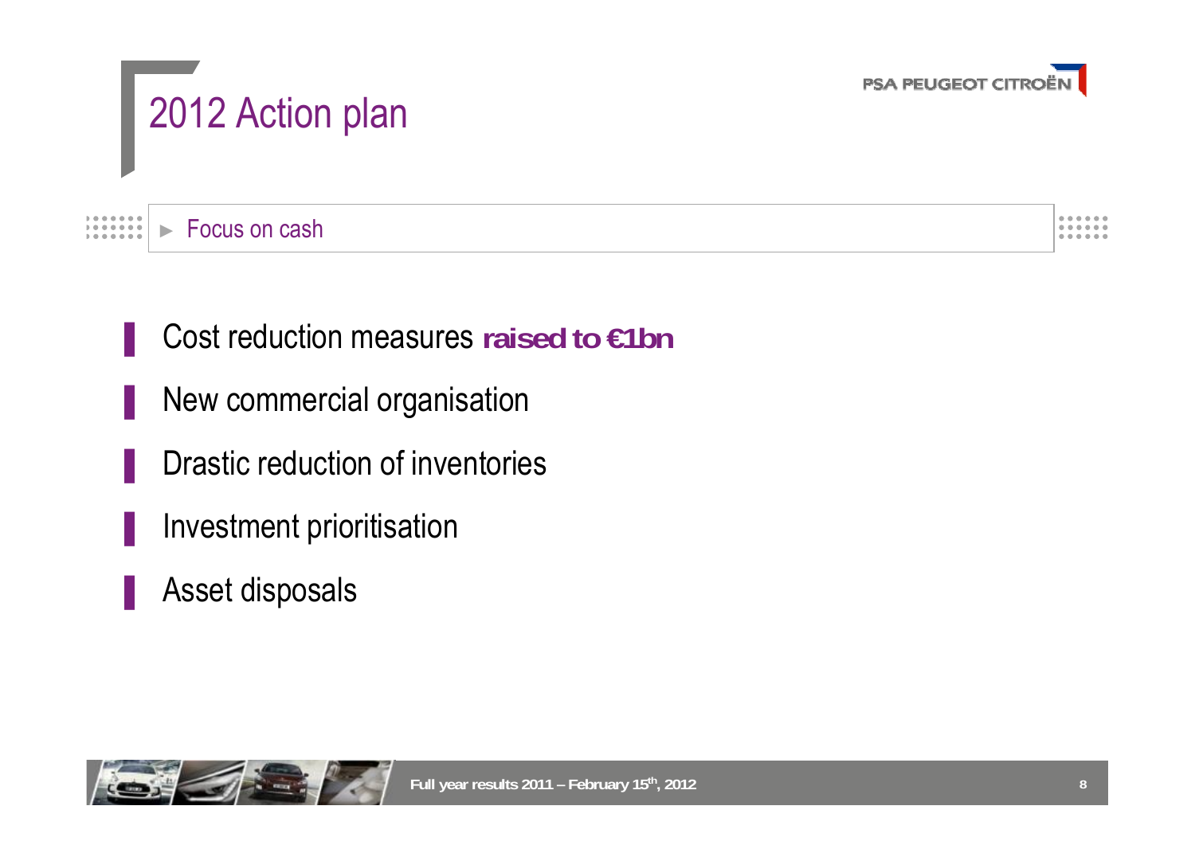# 2012 Action plan

► Focus on cash

- Cost reduction measures **raised to €1bn**
- New commercial organisation
- Drastic reduction of inventories
- Investment prioritisation
- Asset disposals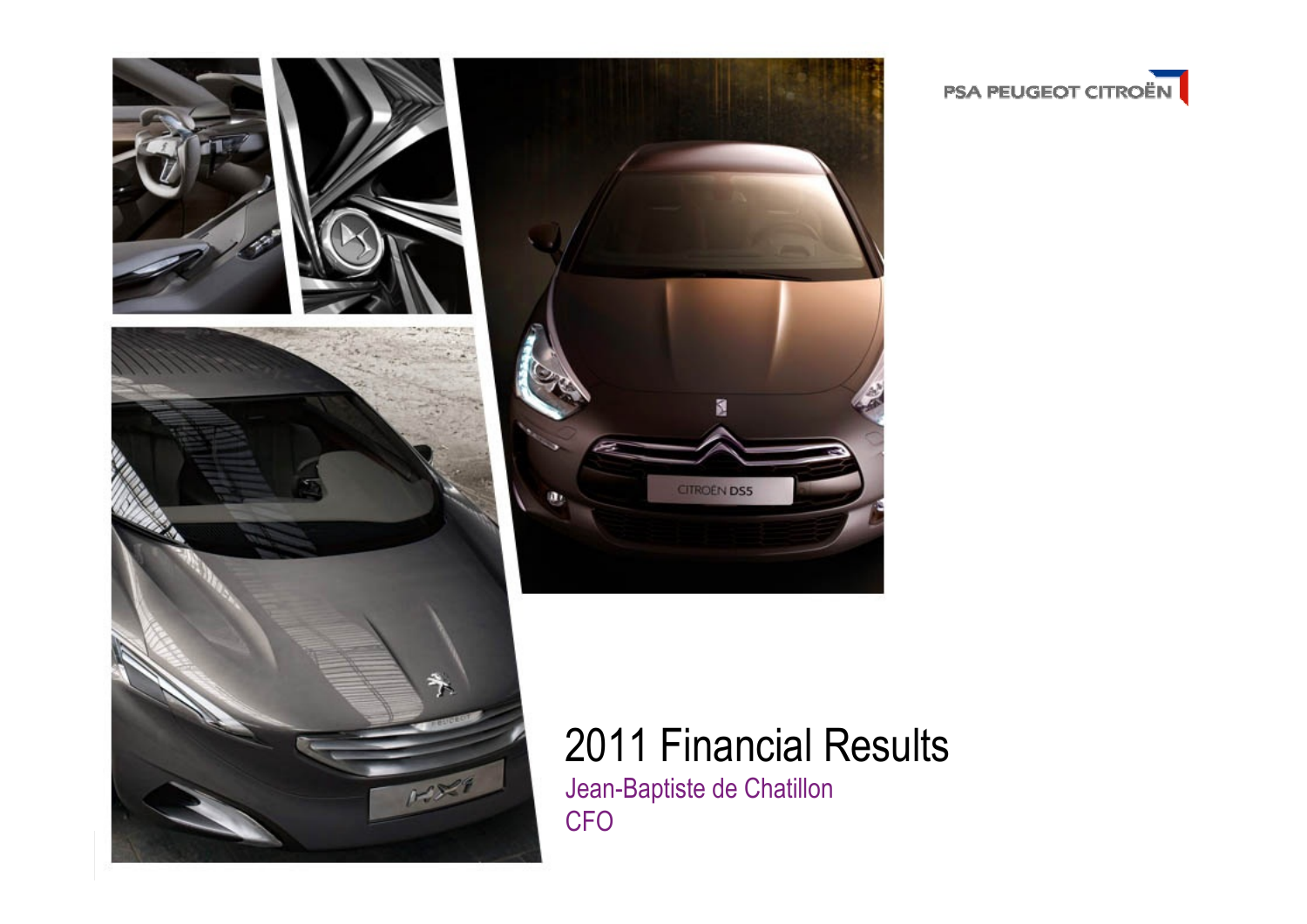PSA PEUGEOT CITROËN

# 2011 Financial Results

Jean-Baptiste de Chatillon
CFO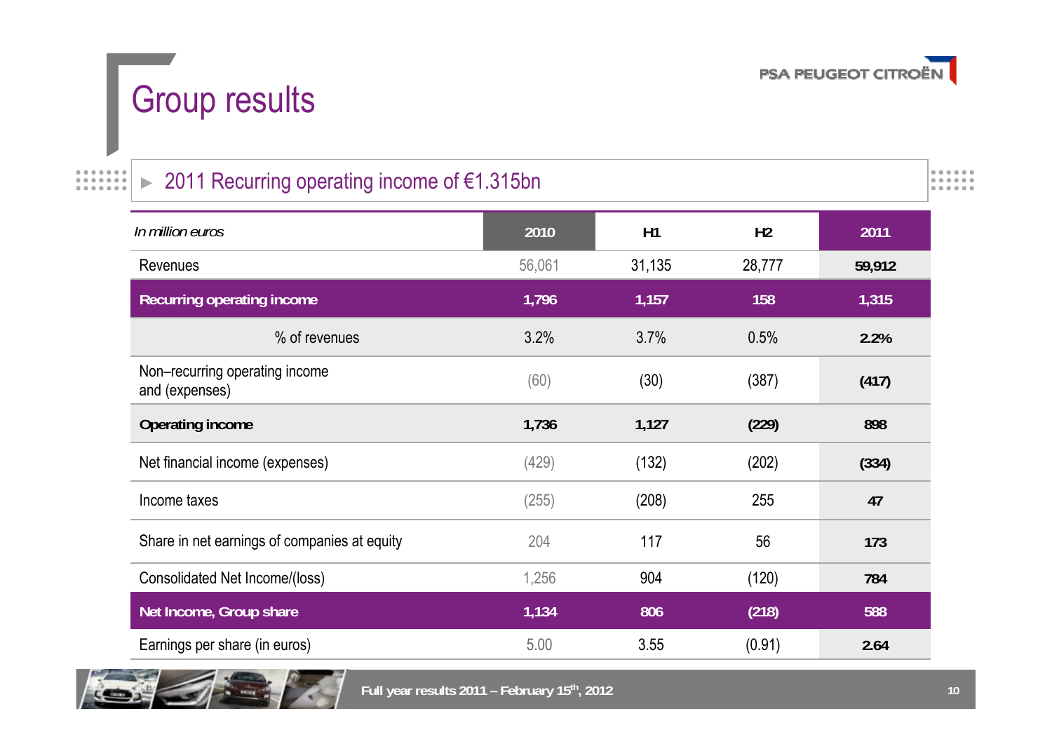# Group results

## ► 2011 Recurring operating income of €1.315bn

| *In million euros* | 2010 | H1 | H2 | 2011 |
|---|---|---|---|---|
| Revenues | 56,061 | 31,135 | 28,777 | **59,912** |
| **Recurring operating income** | **1,796** | **1,157** | **158** | **1,315** |
| % of revenues | 3.2% | 3.7% | 0.5% | **2.2%** |
| Non–recurring operating income and (expenses) | (60) | (30) | (387) | **(417)** |
| **Operating income** | **1,736** | **1,127** | **(229)** | **898** |
| Net financial income (expenses) | (429) | (132) | (202) | **(334)** |
| Income taxes | (255) | (208) | 255 | **47** |
| Share in net earnings of companies at equity | 204 | 117 | 56 | **173** |
| Consolidated Net Income/(loss) | 1,256 | 904 | (120) | **784** |
| **Net Income, Group share** | **1,134** | **806** | **(218)** | **588** |
| Earnings per share (in euros) | 5.00 | 3.55 | (0.91) | **2.64** |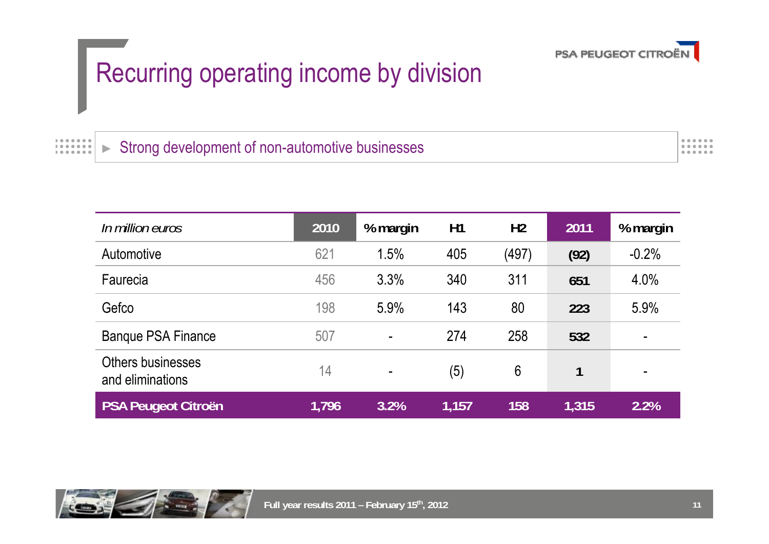# Recurring operating income by division

► Strong development of non-automotive businesses

| *In million euros* | 2010 | % margin | H1 | H2 | 2011 | % margin |
|---|---|---|---|---|---|---|
| Automotive | 621 | 1.5% | 405 | (497) | **(92)** | -0.2% |
| Faurecia | 456 | 3.3% | 340 | 311 | **651** | 4.0% |
| Gefco | 198 | 5.9% | 143 | 80 | **223** | 5.9% |
| Banque PSA Finance | 507 | - | 274 | 258 | **532** | - |
| Others businesses and eliminations | 14 | - | (5) | 6 | **1** | - |
| **PSA Peugeot Citroën** | **1,796** | **3.2%** | **1,157** | **158** | **1,315** | **2.2%** |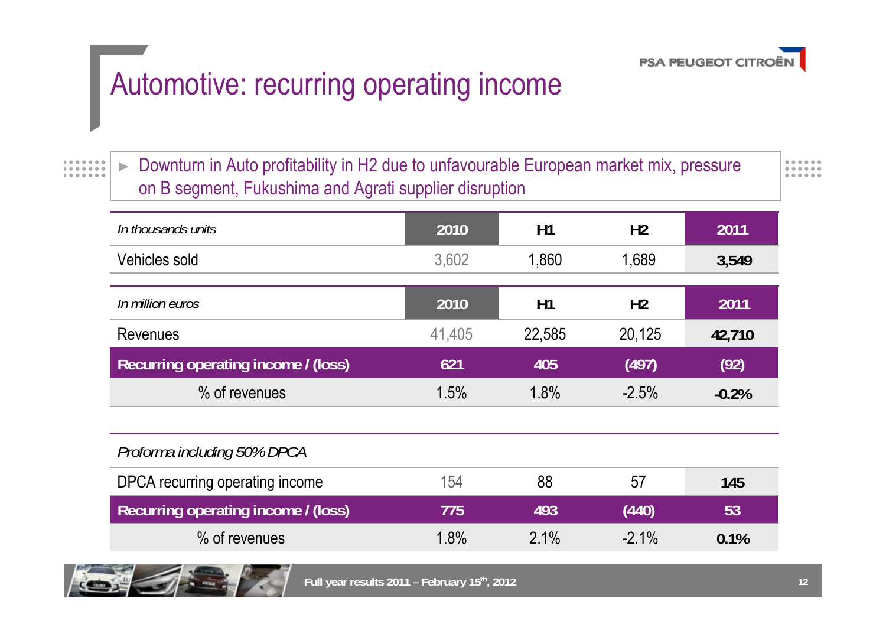# Automotive: recurring operating income

- Downturn in Auto profitability in H2 due to unfavourable European market mix, pressure on B segment, Fukushima and Agrati supplier disruption

| *In thousands units* | 2010 | H1 | H2 | 2011 |
|---|---|---|---|---|
| Vehicles sold | 3,602 | 1,860 | 1,689 | **3,549** |

| *In million euros* | 2010 | H1 | H2 | 2011 |
|---|---|---|---|---|
| Revenues | 41,405 | 22,585 | 20,125 | **42,710** |
| **Recurring operating income / (loss)** | **621** | **405** | **(497)** | **(92)** |
| % of revenues | 1.5% | 1.8% | -2.5% | **-0.2%** |
| *Proforma including 50% DPCA* | | | | |
| DPCA recurring operating income | 154 | 88 | 57 | **145** |
| **Recurring operating income / (loss)** | **775** | **493** | **(440)** | **53** |
| % of revenues | 1.8% | 2.1% | -2.1% | **0.1%** |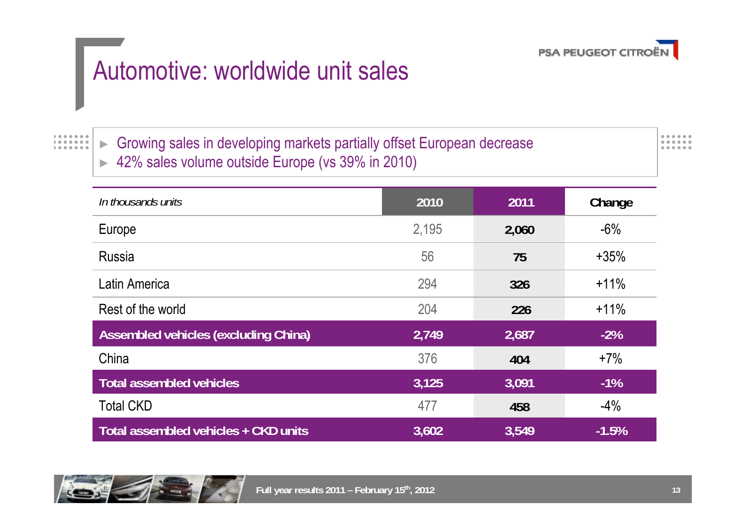# Automotive: worldwide unit sales

- Growing sales in developing markets partially offset European decrease
- 42% sales volume outside Europe (vs 39% in 2010)

| *In thousands units* | 2010 | 2011 | Change |
|---|---|---|---|
| Europe | 2,195 | **2,060** | -6% |
| Russia | 56 | **75** | +35% |
| Latin America | 294 | **326** | +11% |
| Rest of the world | 204 | **226** | +11% |
| **Assembled vehicles (excluding China)** | **2,749** | **2,687** | **-2%** |
| China | 376 | **404** | +7% |
| **Total assembled vehicles** | **3,125** | **3,091** | **-1%** |
| Total CKD | 477 | **458** | -4% |
| **Total assembled vehicles + CKD units** | **3,602** | **3,549** | **-1.5%** |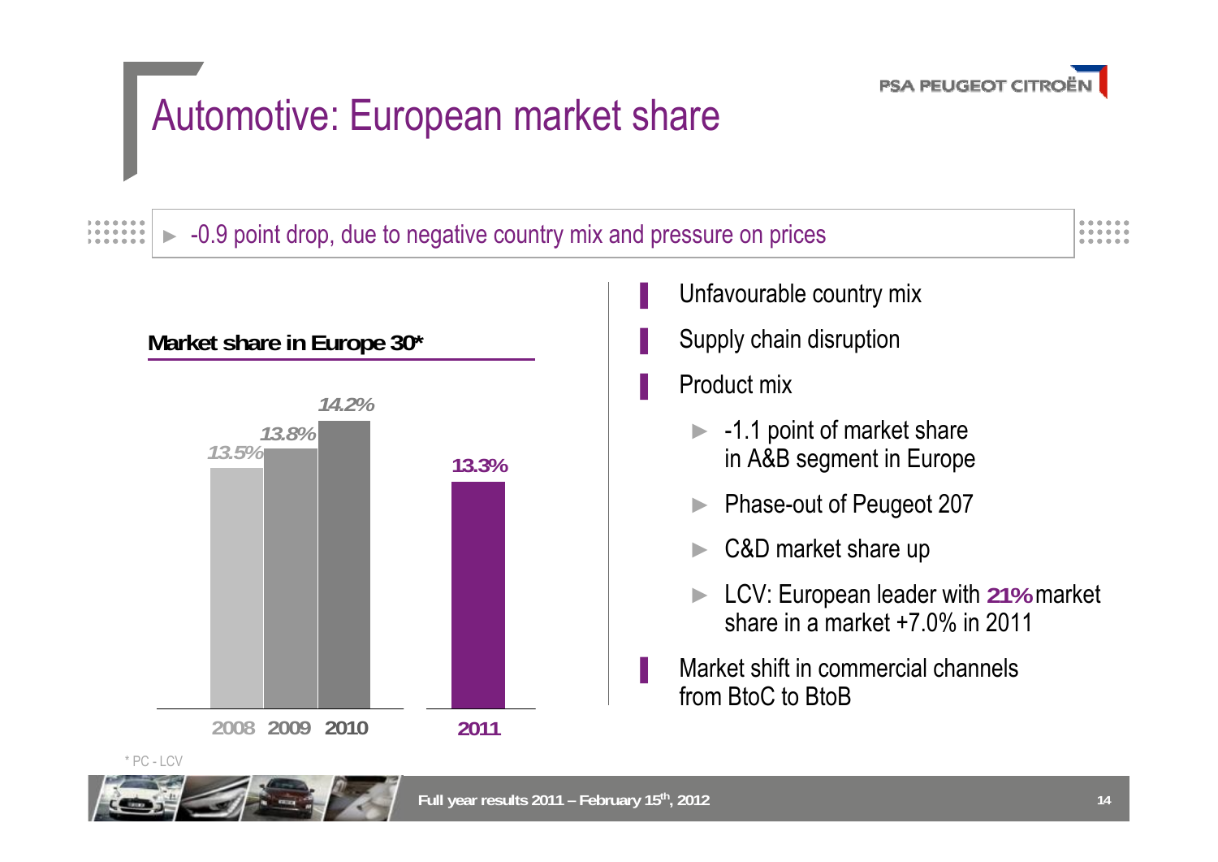# Automotive: European market share

► -0.9 point drop, due to negative country mix and pressure on prices

**Market share in Europe 30***

| Year | Market share |
|---|---|
| 2008 | 13.5% |
| 2009 | 13.8% |
| 2010 | 14.2% |
| 2011 | 13.3% |

- Unfavourable country mix
- Supply chain disruption
- Product mix
  - -1.1 point of market share in A&B segment in Europe
  - Phase-out of Peugeot 207
  - C&D market share up
  - LCV: European leader with **21%** market share in a market +7.0% in 2011
- Market shift in commercial channels from BtoC to BtoB

\* PC - LCV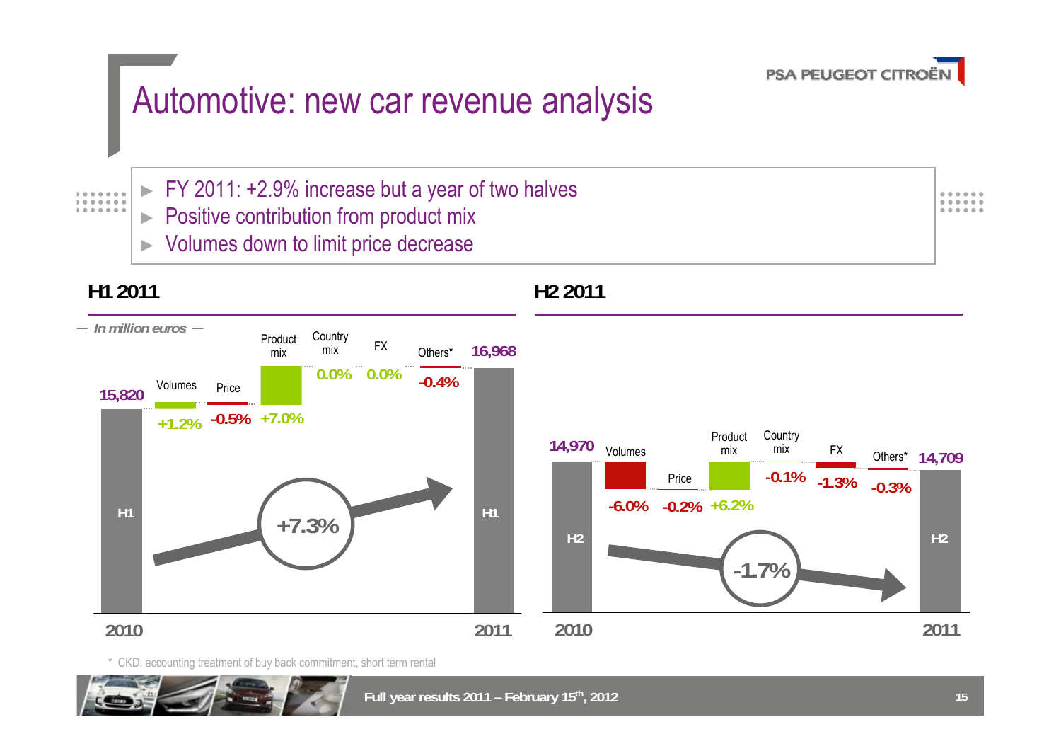# Automotive: new car revenue analysis

- FY 2011: +2.9% increase but a year of two halves
- Positive contribution from product mix
- Volumes down to limit price decrease

## H1 2011

*In million euros*

| | H1 2010 | Volumes | Price | Product mix | Country mix | FX | Others* | H1 2011 |
|---|---|---|---|---|---|---|---|---|
| Value | 15,820 | +1.2% | -0.5% | +7.0% | 0.0% | 0.0% | -0.4% | 16,968 |

Change: +7.3%

## H2 2011

| | H2 2010 | Volumes | Price | Product mix | Country mix | FX | Others* | H2 2011 |
|---|---|---|---|---|---|---|---|---|
| Value | 14,970 | -6.0% | -0.2% | +6.2% | -0.1% | -1.3% | -0.3% | 14,709 |

Change: -1.7%

\* CKD, accounting treatment of buy back commitment, short term rental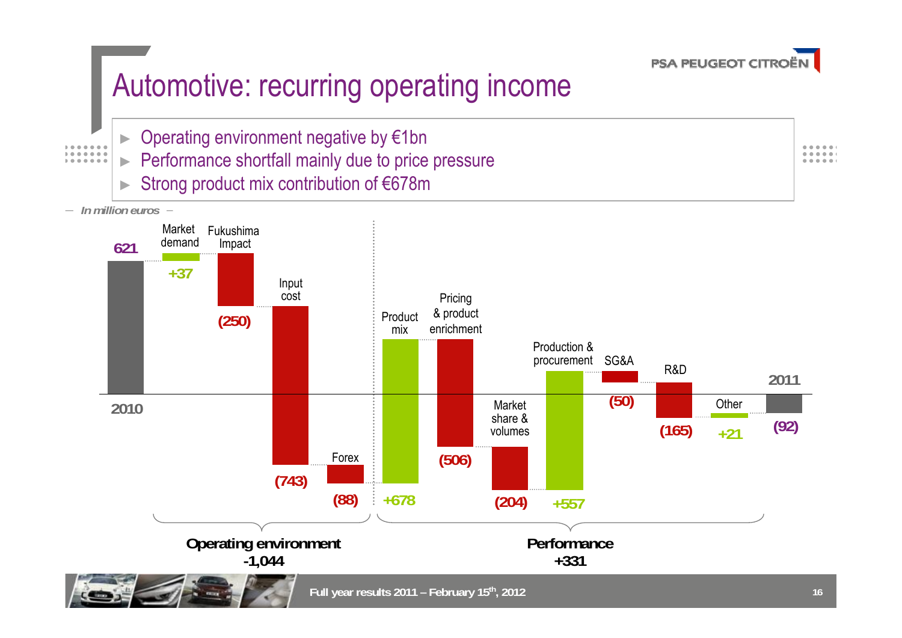# Automotive: recurring operating income

- Operating environment negative by €1bn
- Performance shortfall mainly due to price pressure
- Strong product mix contribution of €678m

*In million euros*

| Item | Value |
|---|---|
| 2010 | 621 |
| Market demand | +37 |
| Fukushima Impact | (250) |
| Input cost | (743) |
| Forex | (88) |
| Product mix | +678 |
| Pricing & product enrichment | (506) |
| Market share & volumes | (204) |
| Production & procurement | +557 |
| SG&A | (50) |
| R&D | (165) |
| Other | +21 |
| 2011 | (92) |

**Operating environment**
**-1,044**

**Performance**
**+331**

Full year results 2011 – February 15th, 2012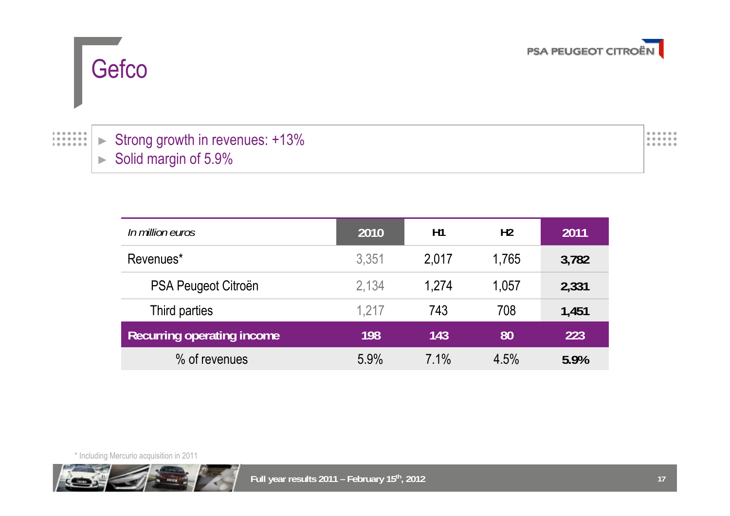# Gefco

- Strong growth in revenues: +13%
- Solid margin of 5.9%

| *In million euros* | 2010 | H1 | H2 | 2011 |
|---|---|---|---|---|
| Revenues* | 3,351 | 2,017 | 1,765 | **3,782** |
| PSA Peugeot Citroën | 2,134 | 1,274 | 1,057 | **2,331** |
| Third parties | 1,217 | 743 | 708 | **1,451** |
| **Recurring operating income** | **198** | **143** | **80** | **223** |
| % of revenues | 5.9% | 7.1% | 4.5% | **5.9%** |

\* Including Mercurio acquisition in 2011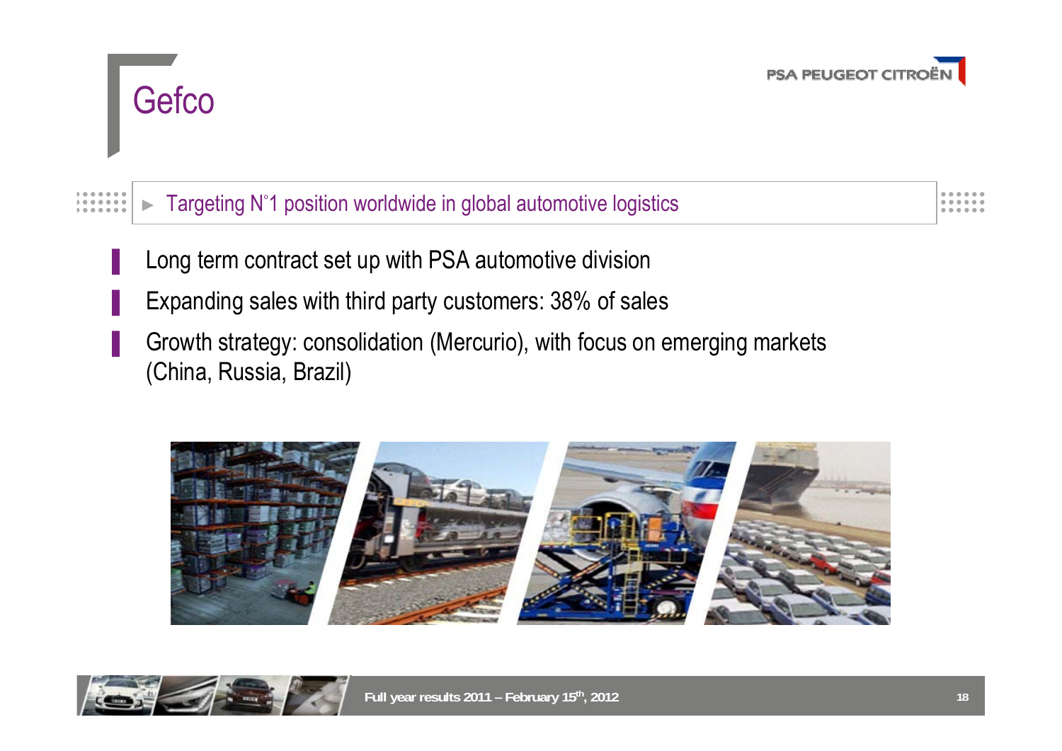# Gefco

► Targeting N°1 position worldwide in global automotive logistics

- Long term contract set up with PSA automotive division
- Expanding sales with third party customers: 38% of sales
- Growth strategy: consolidation (Mercurio), with focus on emerging markets (China, Russia, Brazil)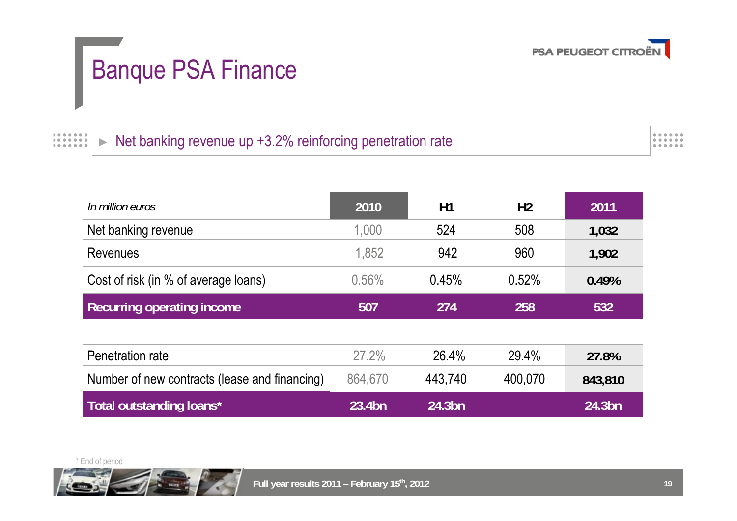# Banque PSA Finance

► Net banking revenue up +3.2% reinforcing penetration rate

| *In million euros* | 2010 | H1 | H2 | 2011 |
|---|---|---|---|---|
| Net banking revenue | 1,000 | 524 | 508 | **1,032** |
| Revenues | 1,852 | 942 | 960 | **1,902** |
| Cost of risk (in % of average loans) | 0.56% | 0.45% | 0.52% | **0.49%** |
| **Recurring operating income** | **507** | **274** | **258** | **532** |
| | | | | |
| Penetration rate | 27.2% | 26.4% | 29.4% | **27.8%** |
| Number of new contracts (lease and financing) | 864,670 | 443,740 | 400,070 | **843,810** |
| **Total outstanding loans*** | **23.4bn** | **24.3bn** | | **24.3bn** |

\* End of period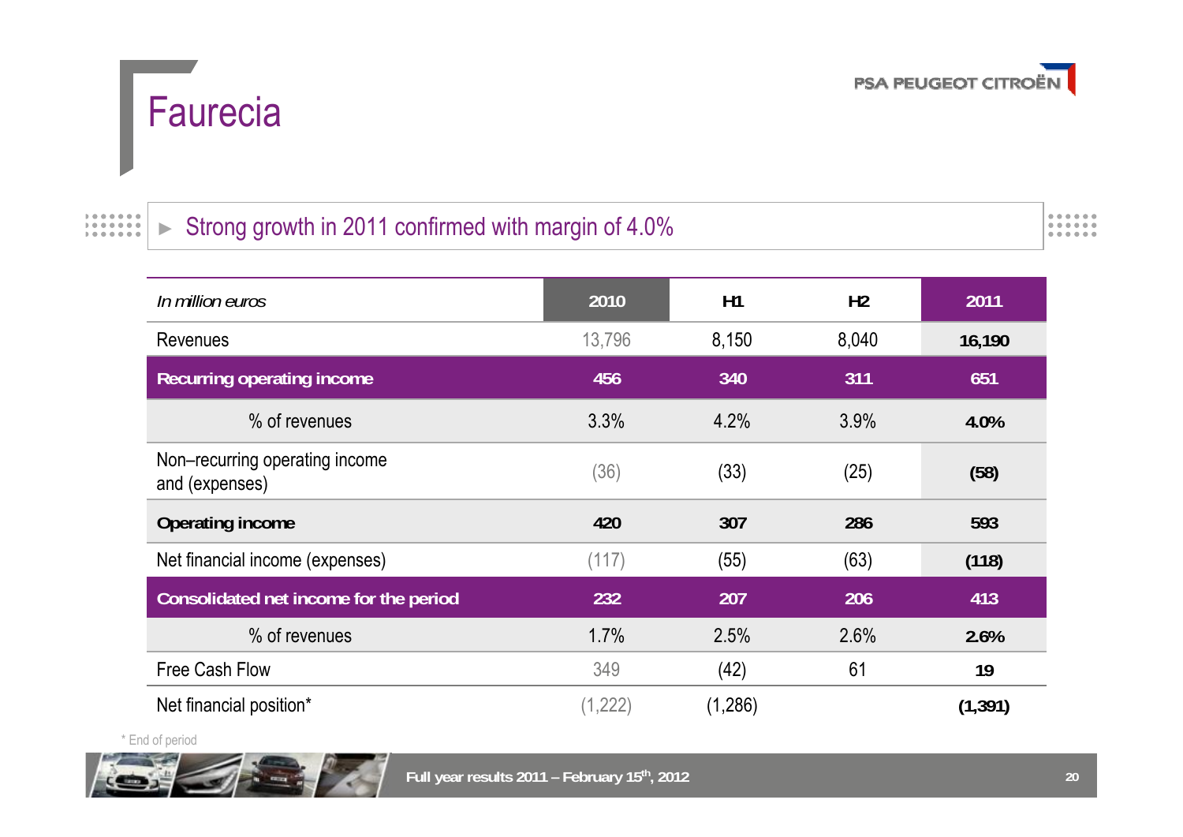# Faurecia

► Strong growth in 2011 confirmed with margin of 4.0%

| *In million euros* | 2010 | H1 | H2 | 2011 |
|---|---|---|---|---|
| Revenues | 13,796 | 8,150 | 8,040 | **16,190** |
| **Recurring operating income** | **456** | **340** | **311** | **651** |
| % of revenues | 3.3% | 4.2% | 3.9% | **4.0%** |
| Non–recurring operating income and (expenses) | (36) | (33) | (25) | **(58)** |
| **Operating income** | **420** | **307** | **286** | **593** |
| Net financial income (expenses) | (117) | (55) | (63) | **(118)** |
| **Consolidated net income for the period** | **232** | **207** | **206** | **413** |
| % of revenues | 1.7% | 2.5% | 2.6% | **2.6%** |
| Free Cash Flow | 349 | (42) | 61 | **19** |
| Net financial position* | (1,222) | (1,286) | | **(1,391)** |

* End of period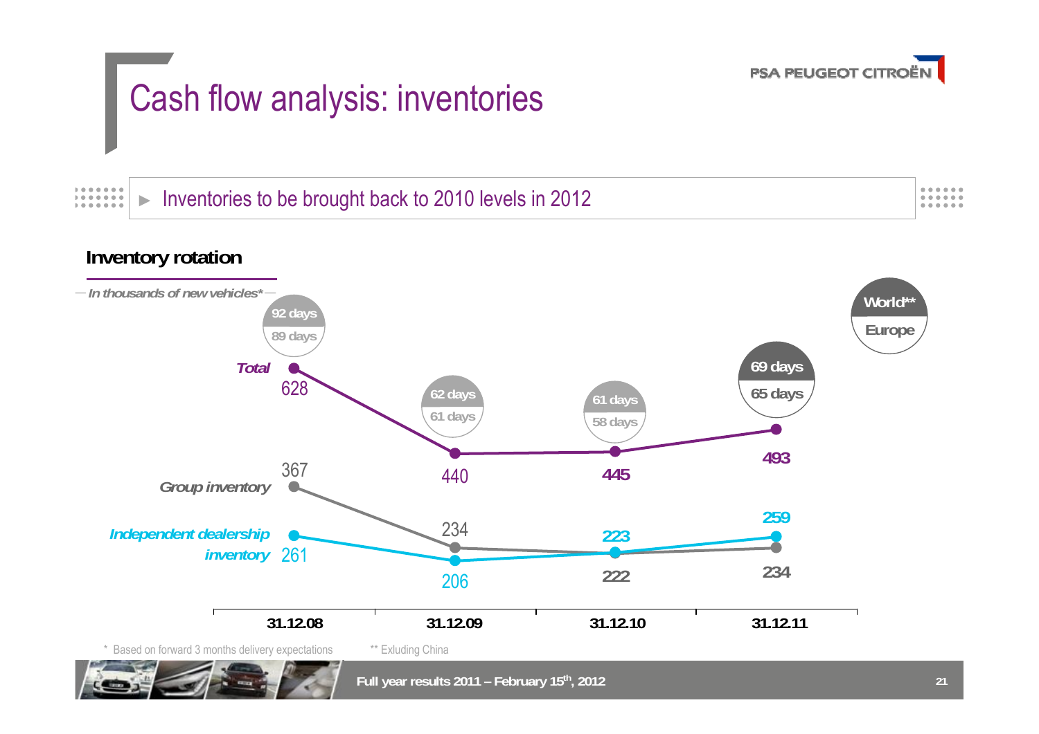# Cash flow analysis: inventories

► Inventories to be brought back to 2010 levels in 2012

## Inventory rotation

*In thousands of new vehicles**

| | 31.12.08 | 31.12.09 | 31.12.10 | 31.12.11 |
|---|---|---|---|---|
| Days – World** | 92 days | 62 days | 61 days | 69 days |
| Days – Europe | 89 days | 61 days | 58 days | 65 days |
| *Total* | 628 | 440 | 445 | 493 |
| *Group inventory* | 367 | 234 | 222 | 234 |
| *Independent dealership inventory* | 261 | 206 | 223 | 259 |

\* Based on forward 3 months delivery expectations

** Exluding China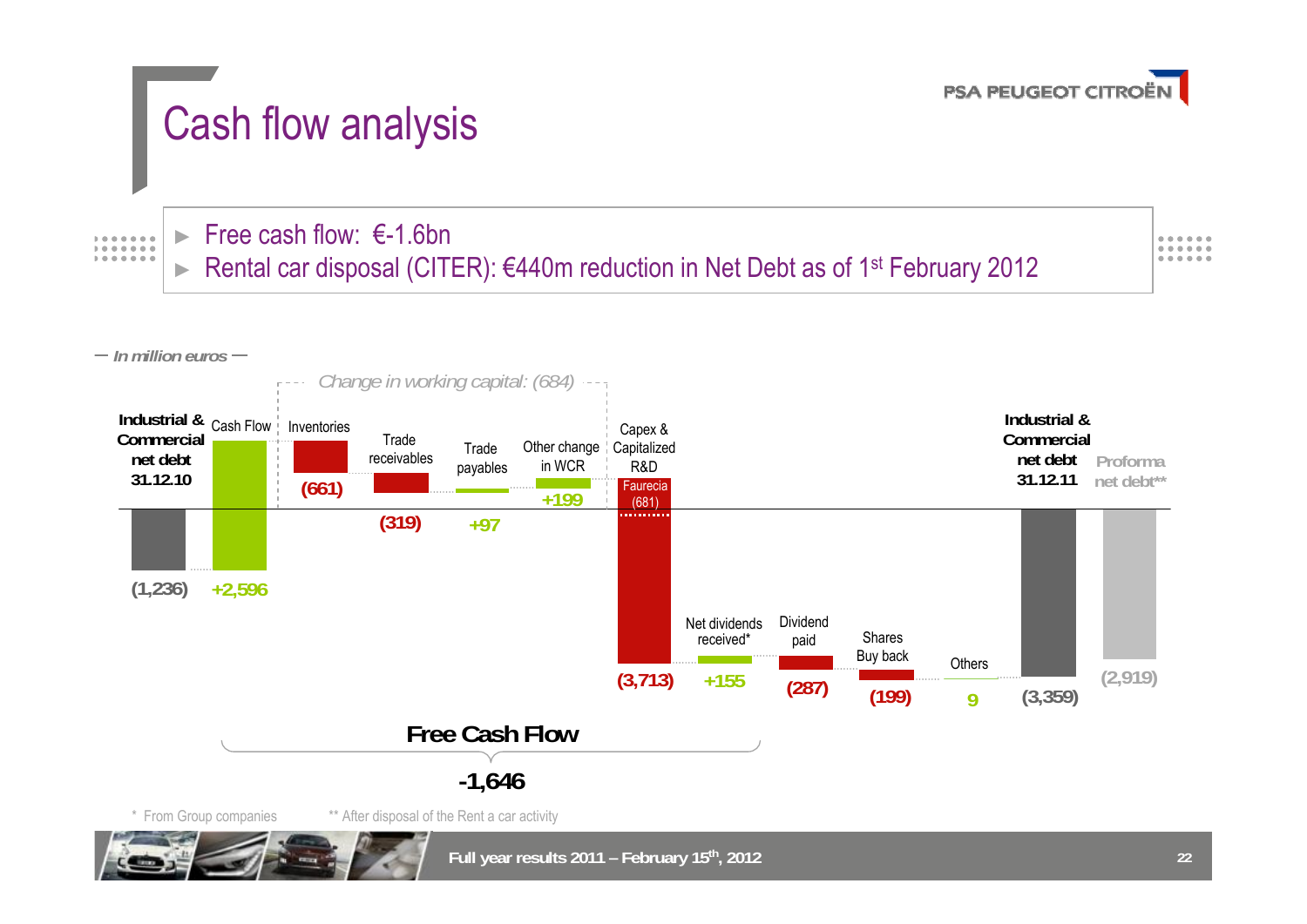# Cash flow analysis

- Free cash flow: €-1.6bn
- Rental car disposal (CITER): €440m reduction in Net Debt as of 1st February 2012

*In million euros*

Change in working capital: (684)

| Item | Amount |
|---|---|
| Industrial & Commercial net debt 31.12.10 | (1,236) |
| Cash Flow | +2,596 |
| Inventories | (661) |
| Trade receivables | (319) |
| Trade payables | +97 |
| Other change in WCR | +199 |
| Capex & Capitalized R&D (Faurecia (681)) | (3,713) |
| Net dividends received* | +155 |
| Dividend paid | (287) |
| Shares Buy back | (199) |
| Others | 9 |
| Industrial & Commercial net debt 31.12.11 | (3,359) |
| Proforma net debt** | (2,919) |

**Free Cash Flow**

**-1,646**

\* From Group companies

\*\* After disposal of the Rent a car activity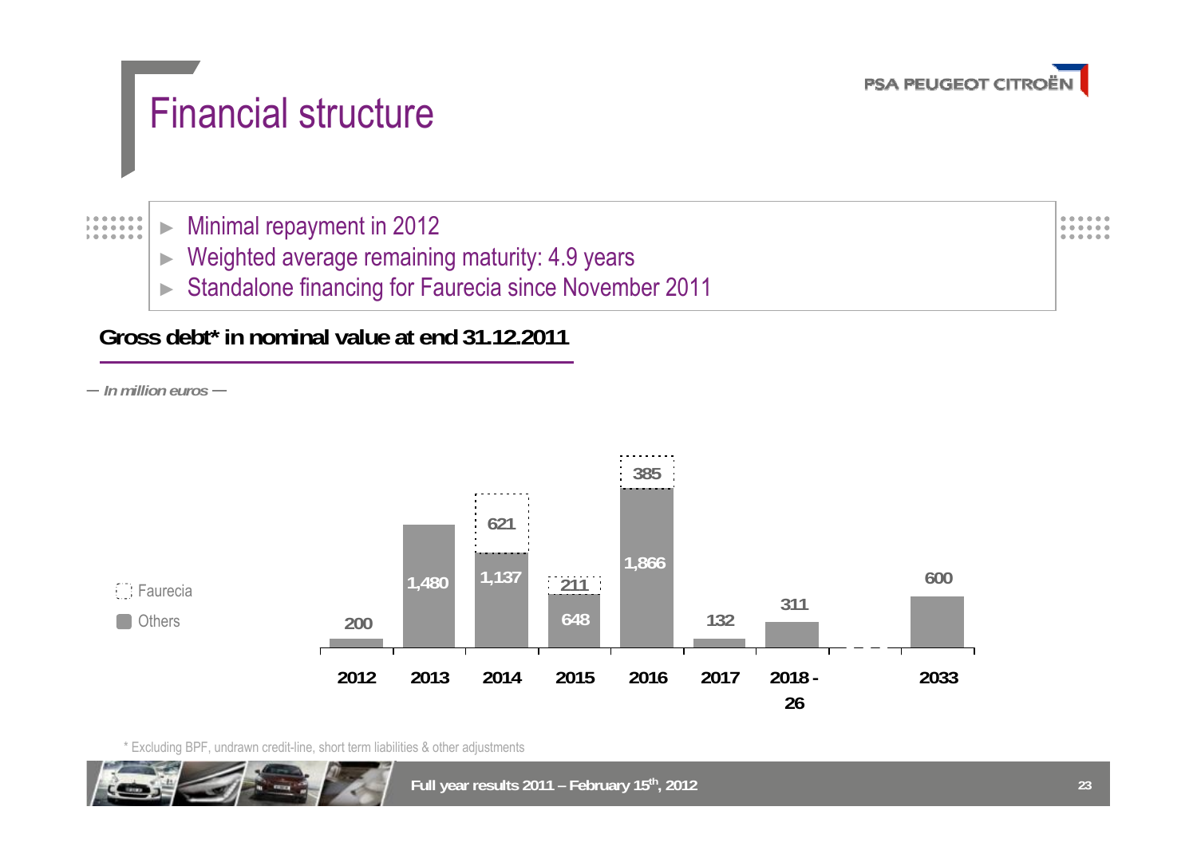# Financial structure

- Minimal repayment in 2012
- Weighted average remaining maturity: 4.9 years
- Standalone financing for Faurecia since November 2011

**Gross debt* in nominal value at end 31.12.2011**

*— In million euros —*

| | 2012 | 2013 | 2014 | 2015 | 2016 | 2017 | 2018 - 26 | 2033 |
|---|---|---|---|---|---|---|---|---|
| Faurecia | | | 621 | 211 | 385 | | | |
| Others | 200 | 1,480 | 1,137 | 648 | 1,866 | 132 | 311 | 600 |

\* Excluding BPF, undrawn credit-line, short term liabilities & other adjustments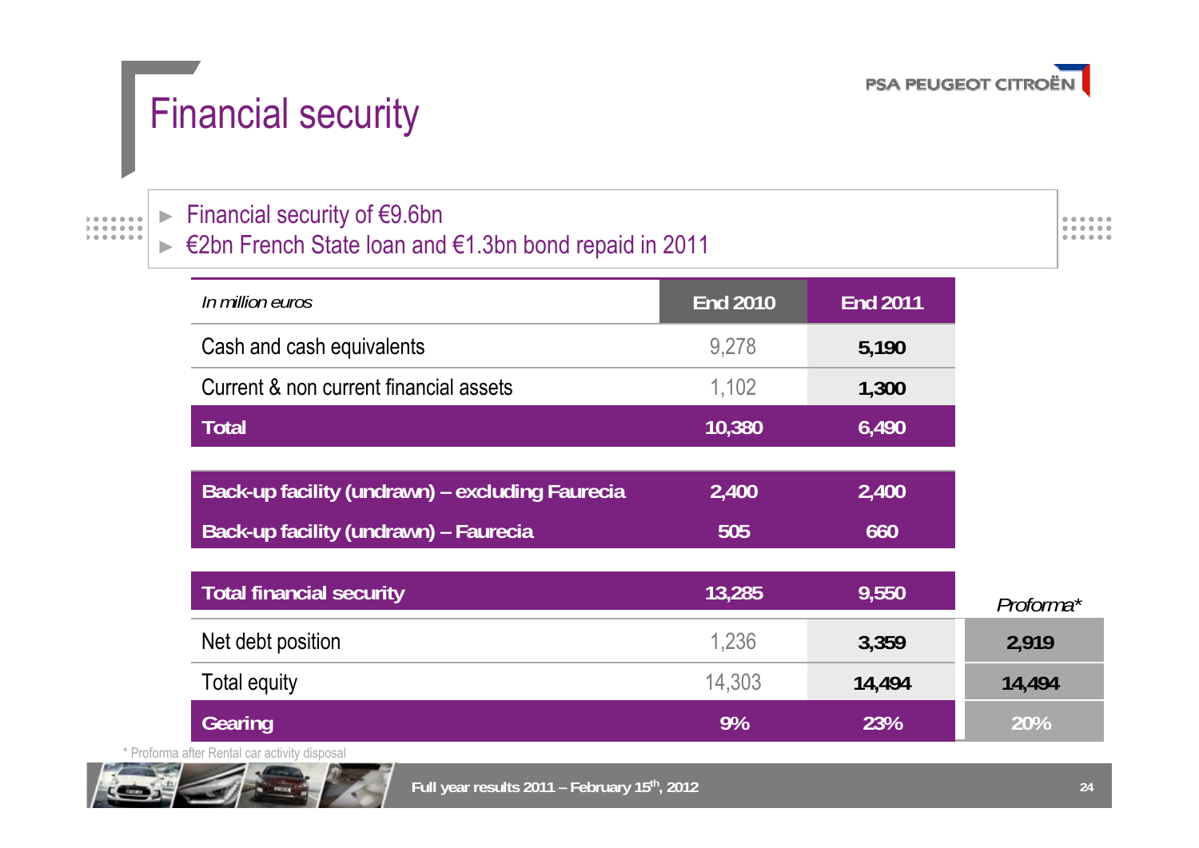# Financial security

- Financial security of €9.6bn
- €2bn French State loan and €1.3bn bond repaid in 2011

| *In million euros* | End 2010 | End 2011 | |
|---|---|---|---|
| Cash and cash equivalents | 9,278 | **5,190** | |
| Current & non current financial assets | 1,102 | **1,300** | |
| **Total** | **10,380** | **6,490** | |
| **Back-up facility (undrawn) – excluding Faurecia** | **2,400** | **2,400** | |
| **Back-up facility (undrawn) – Faurecia** | **505** | **660** | |
| **Total financial security** | **13,285** | **9,550** | *Proforma\** |
| Net debt position | 1,236 | **3,359** | **2,919** |
| Total equity | 14,303 | **14,494** | **14,494** |
| **Gearing** | **9%** | **23%** | **20%** |

\* Proforma after Rental car activity disposal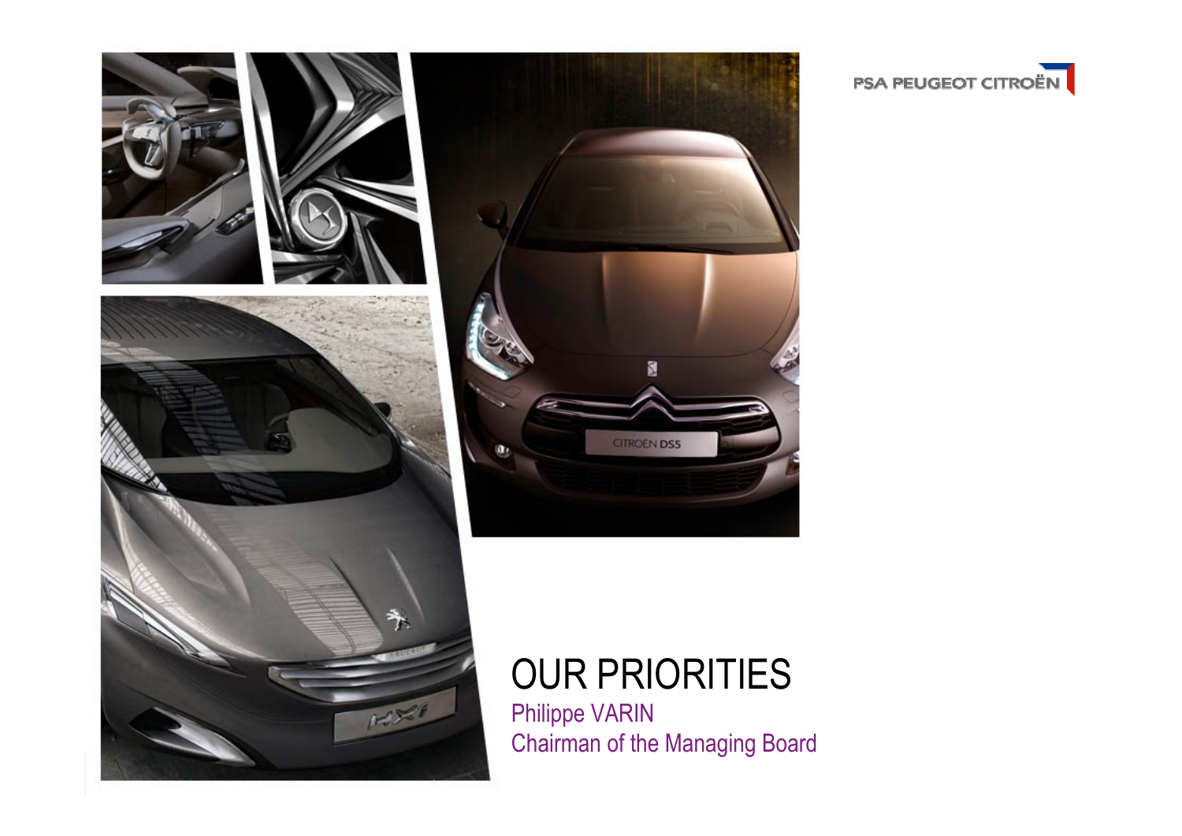PSA PEUGEOT CITROËN

# OUR PRIORITIES

Philippe VARIN

Chairman of the Managing Board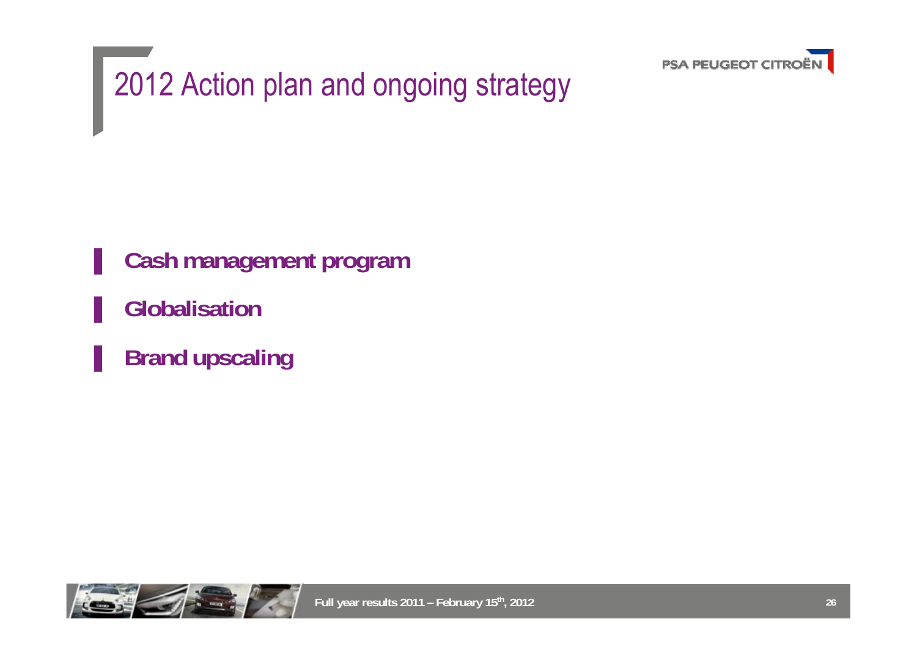# 2012 Action plan and ongoing strategy

- **Cash management program**
- **Globalisation**
- **Brand upscaling**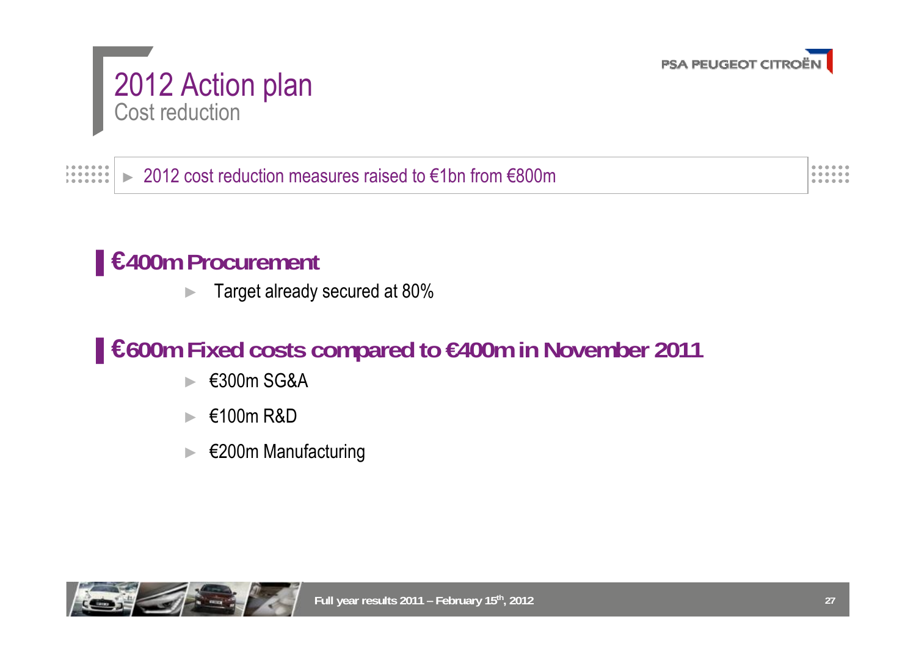# 2012 Action plan

## Cost reduction

- 2012 cost reduction measures raised to €1bn from €800m

### €400m Procurement

- Target already secured at 80%

### €600m Fixed costs compared to €400m in November 2011

- €300m SG&A
- €100m R&D
- €200m Manufacturing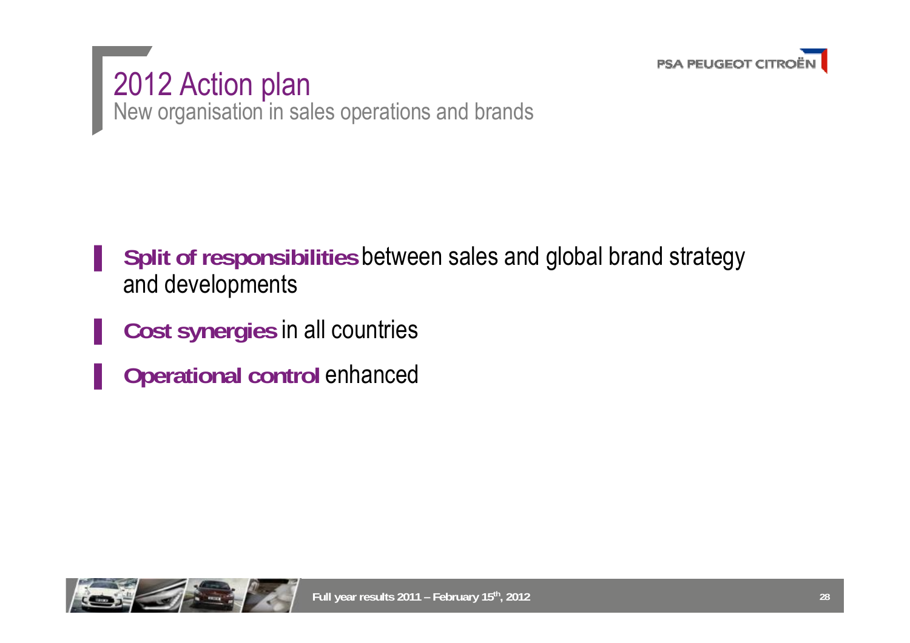# 2012 Action plan

## New organisation in sales operations and brands

- **Split of responsibilities** between sales and global brand strategy and developments
- **Cost synergies** in all countries
- **Operational control** enhanced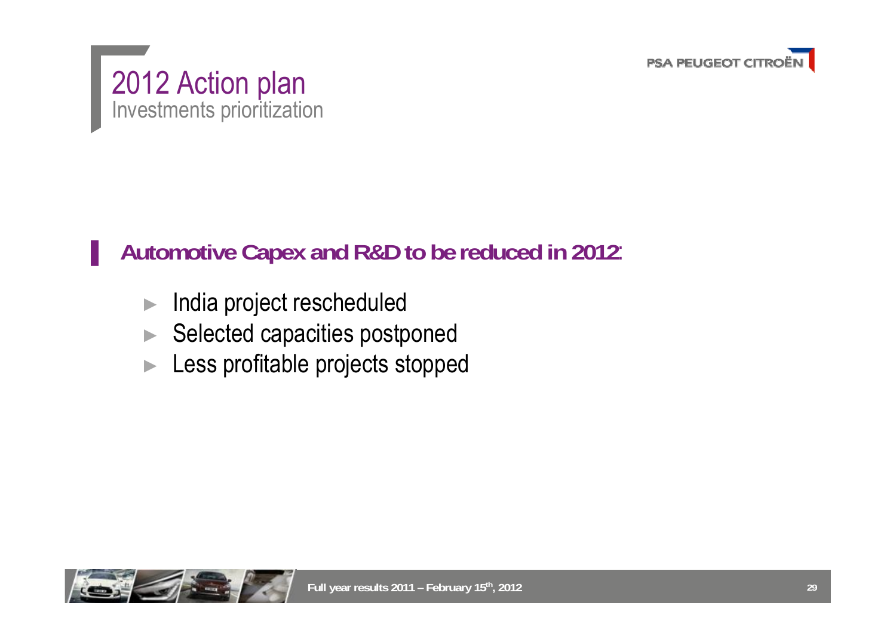# 2012 Action plan

## Investments prioritization

**Automotive Capex and R&D to be reduced in 2012:**

- India project rescheduled
- Selected capacities postponed
- Less profitable projects stopped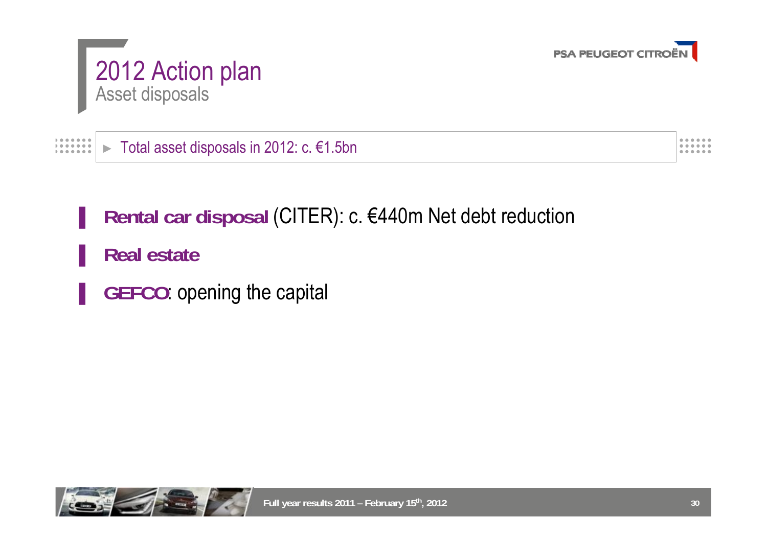# 2012 Action plan

## Asset disposals

► Total asset disposals in 2012: c. €1.5bn

- **Rental car disposal** (CITER): c. €440m Net debt reduction
- **Real estate**
- **GEFCO**: opening the capital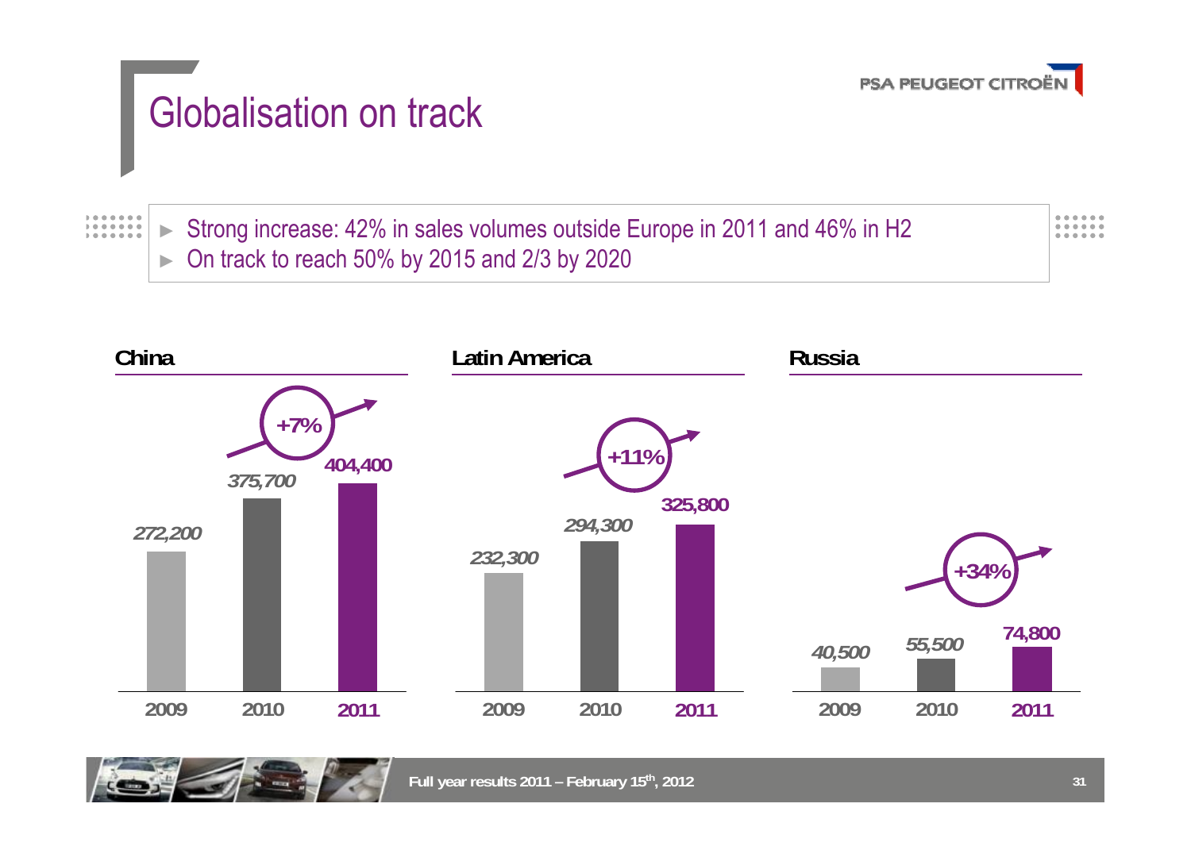# Globalisation on track

- Strong increase: 42% in sales volumes outside Europe in 2011 and 46% in H2
- On track to reach 50% by 2015 and 2/3 by 2020

### China

| 2009 | 2010 | 2011 |
|---|---|---|
| 272,200 | 375,700 | 404,400 |

+7%

### Latin America

| 2009 | 2010 | 2011 |
|---|---|---|
| 232,300 | 294,300 | 325,800 |

+11%

### Russia

| 2009 | 2010 | 2011 |
|---|---|---|
| 40,500 | 55,500 | 74,800 |

+34%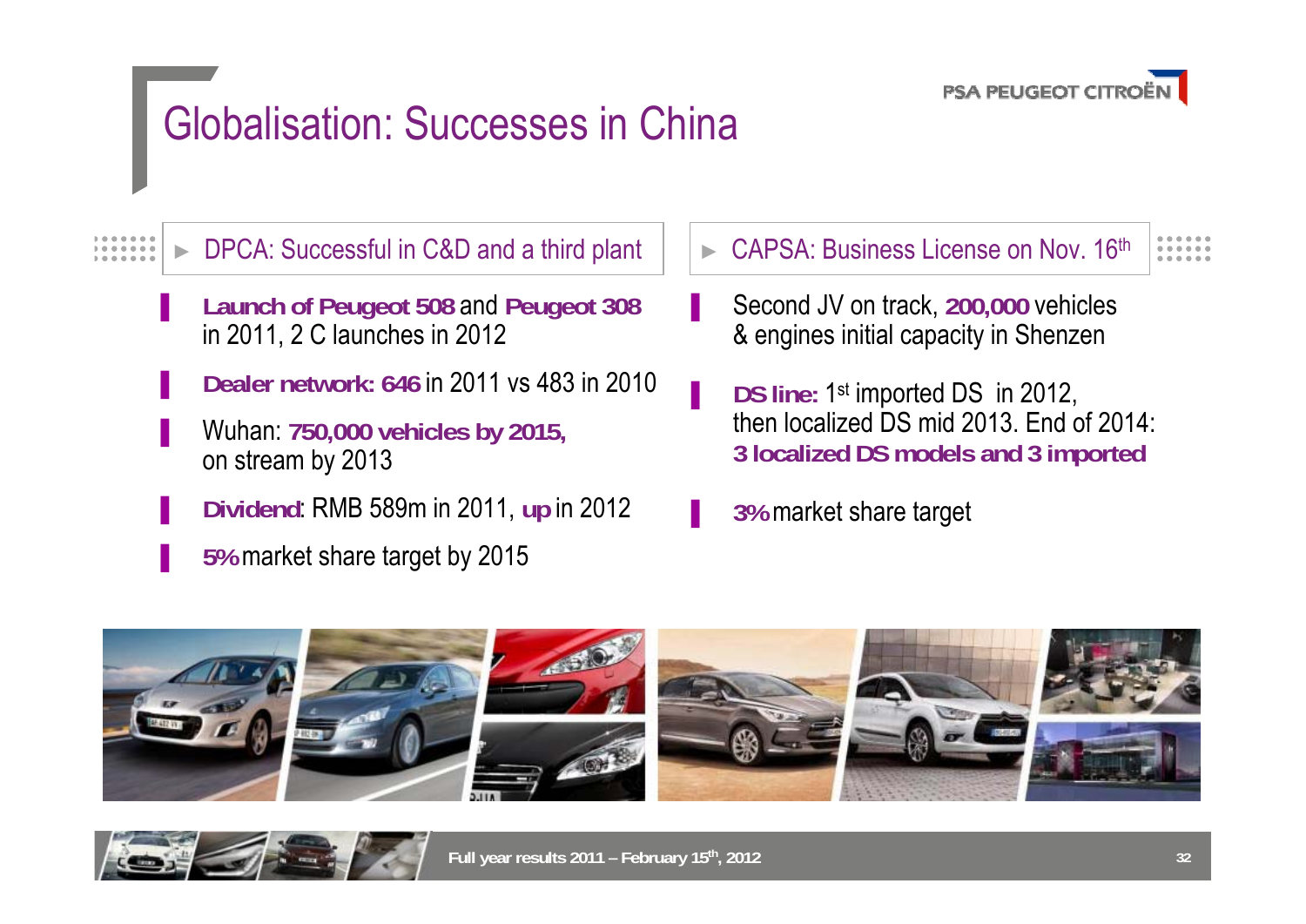# Globalisation: Successes in China

## DPCA: Successful in C&D and a third plant

- **Launch of Peugeot 508** and **Peugeot 308** in 2011, 2 C launches in 2012
- **Dealer network: 646** in 2011 vs 483 in 2010
- Wuhan: **750,000 vehicles by 2015,** on stream by 2013
- **Dividend**: RMB 589m in 2011, **up** in 2012
- **5%** market share target by 2015

## CAPSA: Business License on Nov. 16th

- Second JV on track, **200,000** vehicles & engines initial capacity in Shenzen
- **DS line:** 1st imported DS in 2012, then localized DS mid 2013. End of 2014: **3 localized DS models and 3 imported**
- **3%** market share target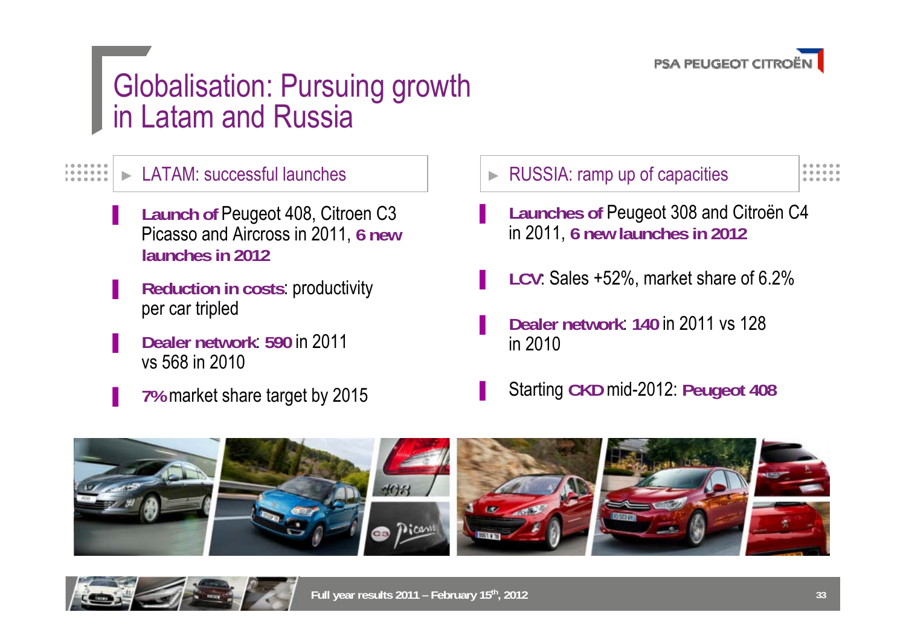# Globalisation: Pursuing growth in Latam and Russia

## LATAM: successful launches

- **Launch of** Peugeot 408, Citroen C3 Picasso and Aircross in 2011, **6 new launches in 2012**
- **Reduction in costs**: productivity per car tripled
- **Dealer network**: **590** in 2011 vs 568 in 2010
- **7%** market share target by 2015

## RUSSIA: ramp up of capacities

- **Launches of** Peugeot 308 and Citroën C4 in 2011, **6 new launches in 2012**
- **LCV**: Sales +52%, market share of 6.2%
- **Dealer network**: **140** in 2011 vs 128 in 2010
- Starting **CKD** mid-2012: **Peugeot 408**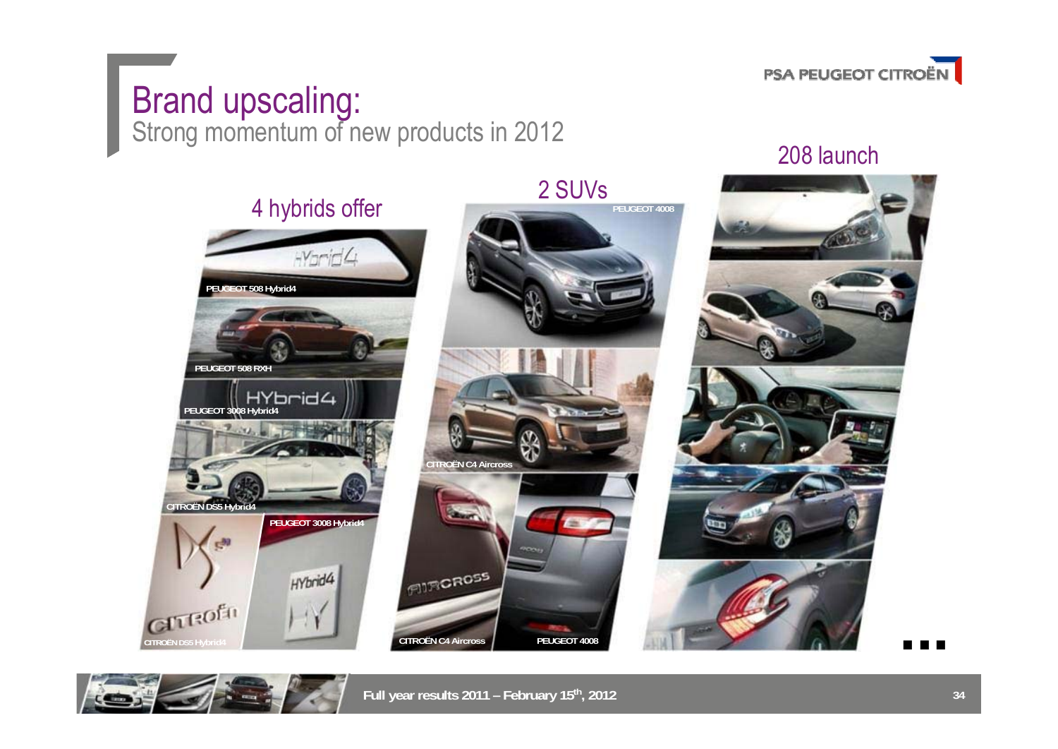# Brand upscaling:
## Strong momentum of new products in 2012

### 4 hybrids offer

- PEUGEOT 508 Hybrid4
- PEUGEOT 508 RXH
- PEUGEOT 3008 Hybrid4
- CITROËN DS5 Hybrid4
- PEUGEOT 3008 Hybrid4
- CITROËN DS5 Hybrid4

### 2 SUVs

- PEUGEOT 4008
- CITROËN C4 Aircross
- CITROËN C4 Aircross
- PEUGEOT 4008

### 208 launch

...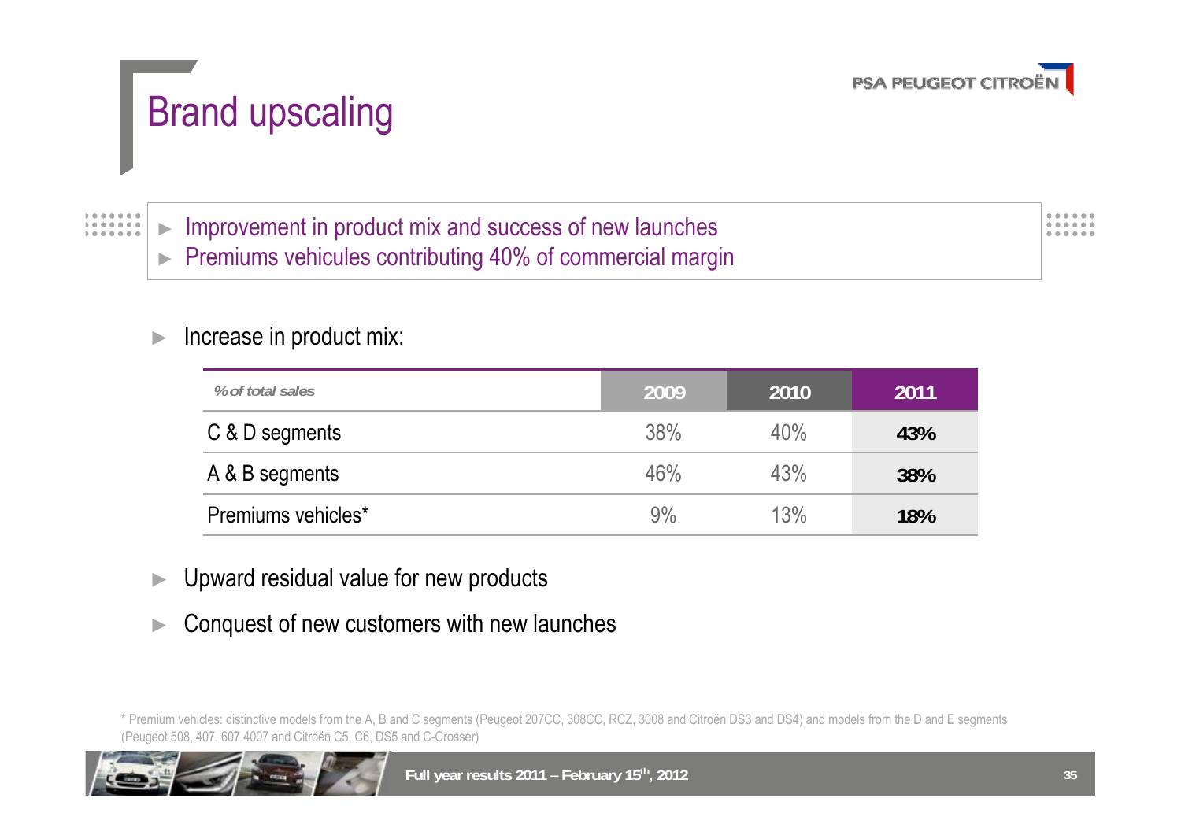# Brand upscaling

- Improvement in product mix and success of new launches
- Premiums vehicules contributing 40% of commercial margin

- Increase in product mix:

| *% of total sales* | 2009 | 2010 | 2011 |
|---|---|---|---|
| C & D segments | 38% | 40% | **43%** |
| A & B segments | 46% | 43% | **38%** |
| Premiums vehicles* | 9% | 13% | **18%** |

- Upward residual value for new products
- Conquest of new customers with new launches

\* Premium vehicles: distinctive models from the A, B and C segments (Peugeot 207CC, 308CC, RCZ, 3008 and Citroën DS3 and DS4) and models from the D and E segments (Peugeot 508, 407, 607,4007 and Citroën C5, C6, DS5 and C-Crosser)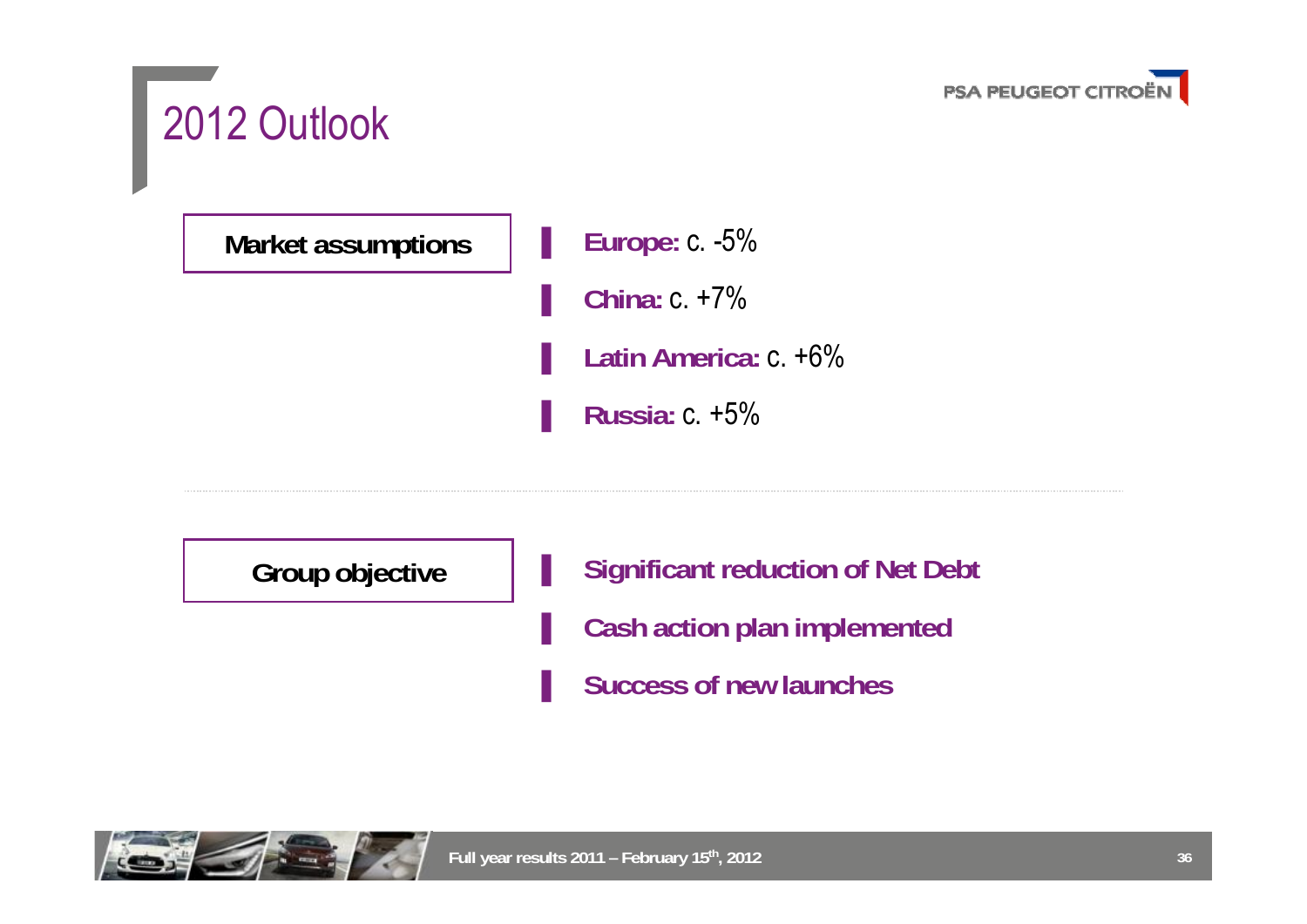# 2012 Outlook

**Market assumptions**

- **Europe:** c. -5%
- **China:** c. +7%
- **Latin America:** c. +6%
- **Russia:** c. +5%

**Group objective**

- **Significant reduction of Net Debt**
- **Cash action plan implemented**
- **Success of new launches**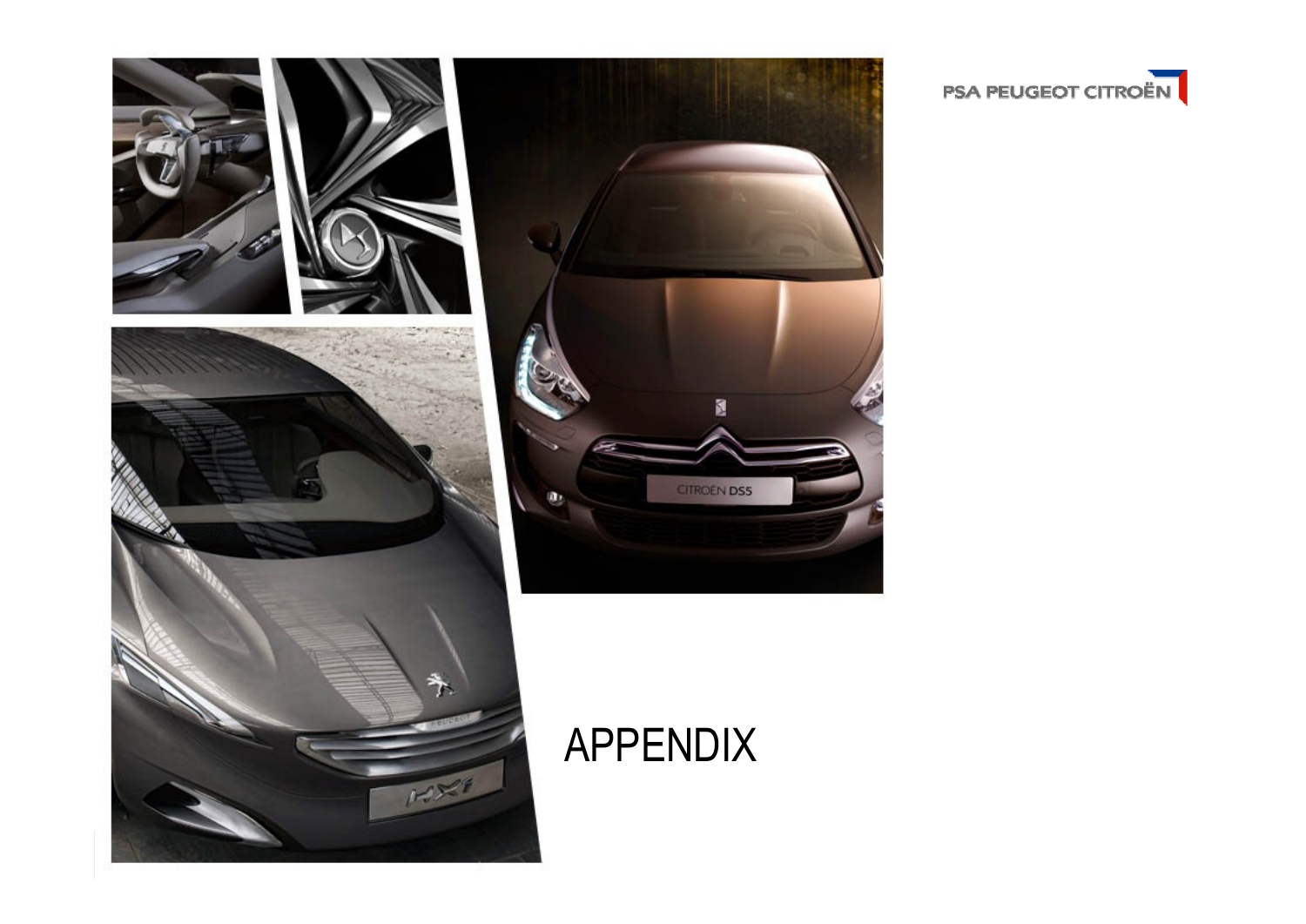# APPENDIX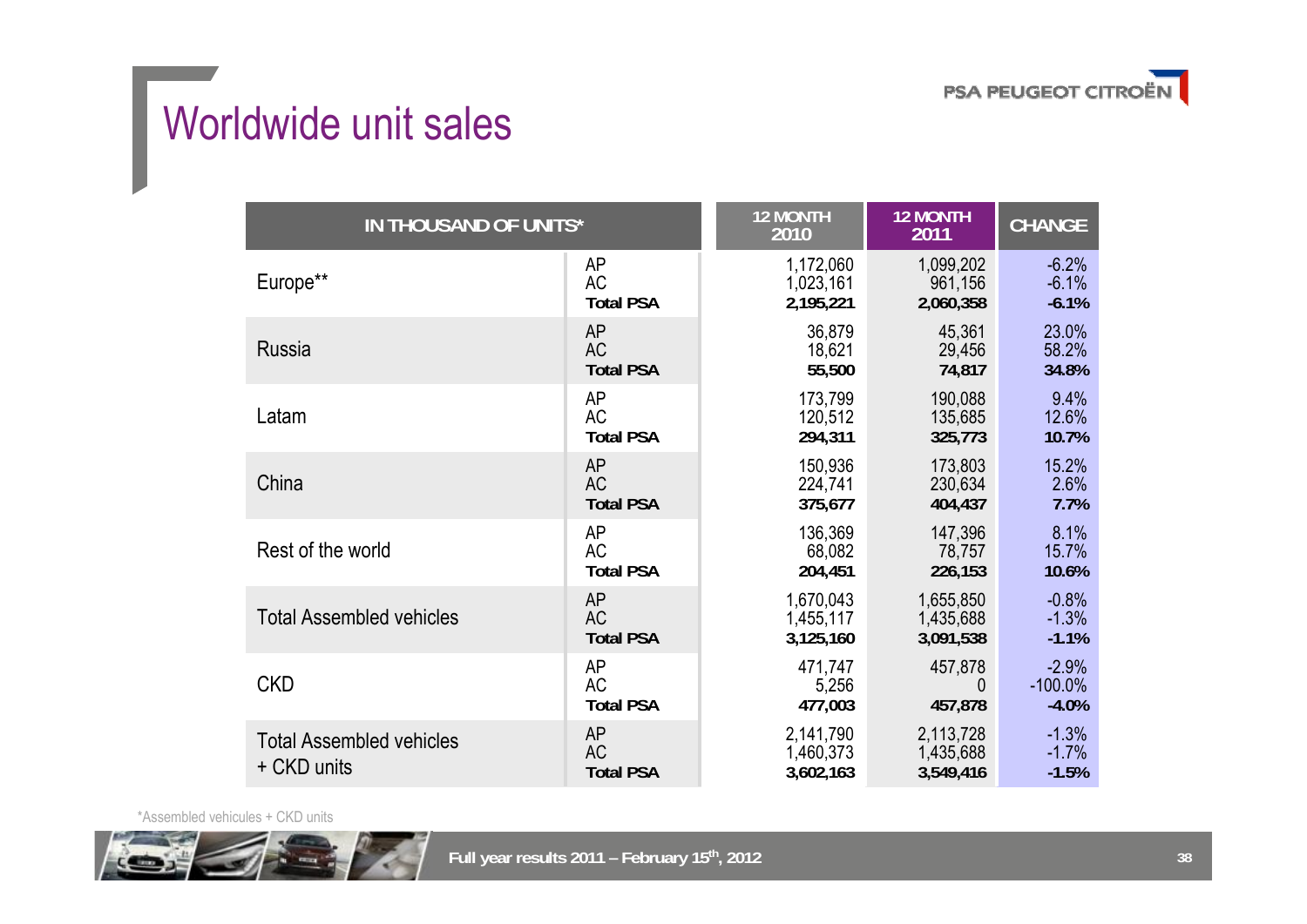# Worldwide unit sales

| IN THOUSAND OF UNITS* | | 12 MONTH 2010 | 12 MONTH 2011 | CHANGE |
|---|---|---|---|---|
| Europe** | AP | 1,172,060 | 1,099,202 | -6.2% |
| | AC | 1,023,161 | 961,156 | -6.1% |
| | **Total PSA** | **2,195,221** | **2,060,358** | **-6.1%** |
| Russia | AP | 36,879 | 45,361 | 23.0% |
| | AC | 18,621 | 29,456 | 58.2% |
| | **Total PSA** | **55,500** | **74,817** | **34.8%** |
| Latam | AP | 173,799 | 190,088 | 9.4% |
| | AC | 120,512 | 135,685 | 12.6% |
| | **Total PSA** | **294,311** | **325,773** | **10.7%** |
| China | AP | 150,936 | 173,803 | 15.2% |
| | AC | 224,741 | 230,634 | 2.6% |
| | **Total PSA** | **375,677** | **404,437** | **7.7%** |
| Rest of the world | AP | 136,369 | 147,396 | 8.1% |
| | AC | 68,082 | 78,757 | 15.7% |
| | **Total PSA** | **204,451** | **226,153** | **10.6%** |
| Total Assembled vehicles | AP | 1,670,043 | 1,655,850 | -0.8% |
| | AC | 1,455,117 | 1,435,688 | -1.3% |
| | **Total PSA** | **3,125,160** | **3,091,538** | **-1.1%** |
| CKD | AP | 471,747 | 457,878 | -2.9% |
| | AC | 5,256 | 0 | -100.0% |
| | **Total PSA** | **477,003** | **457,878** | **-4.0%** |
| Total Assembled vehicles + CKD units | AP | 2,141,790 | 2,113,728 | -1.3% |
| | AC | 1,460,373 | 1,435,688 | -1.7% |
| | **Total PSA** | **3,602,163** | **3,549,416** | **-1.5%** |

*Assembled vehicles + CKD units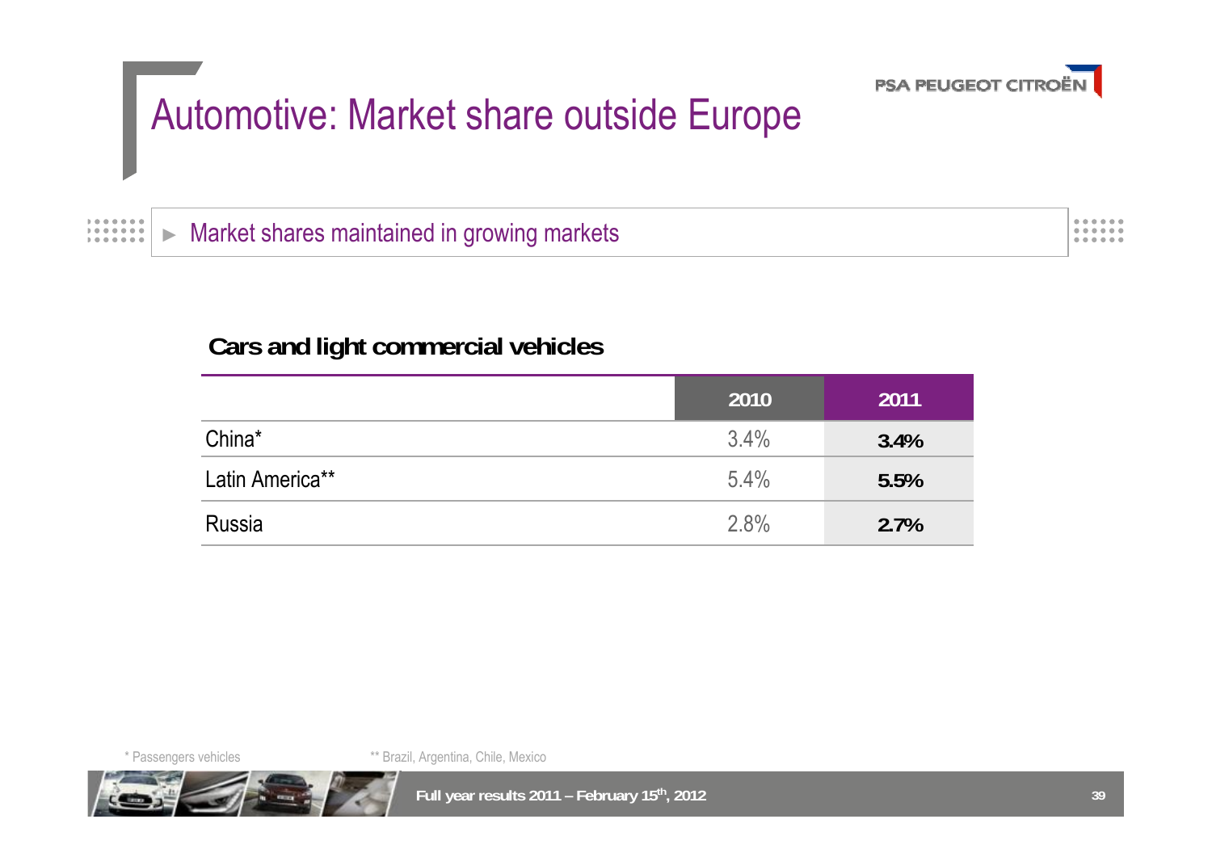# Automotive: Market share outside Europe

► Market shares maintained in growing markets

**Cars and light commercial vehicles**

| | 2010 | 2011 |
|---|---|---|
| China* | 3.4% | **3.4%** |
| Latin America** | 5.4% | **5.5%** |
| Russia | 2.8% | **2.7%** |

\* Passengers vehicles

\** Brazil, Argentina, Chile, Mexico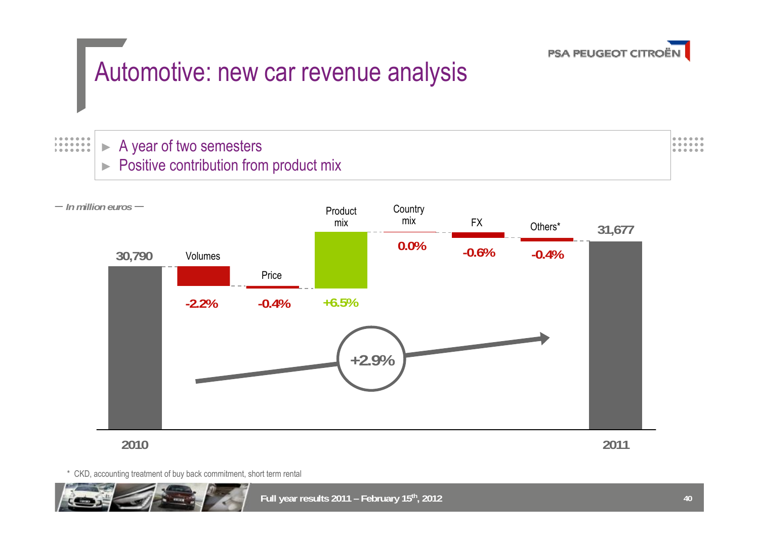# Automotive: new car revenue analysis

- A year of two semesters
- Positive contribution from product mix

— *In million euros* —

| 2010 | Volumes | Price | Product mix | Country mix | FX | Others* | 2011 |
|---|---|---|---|---|---|---|---|
| 30,790 | -2.2% | -0.4% | +6.5% | 0.0% | -0.6% | -0.4% | 31,677 |

+2.9%

\* CKD, accounting treatment of buy back commitment, short term rental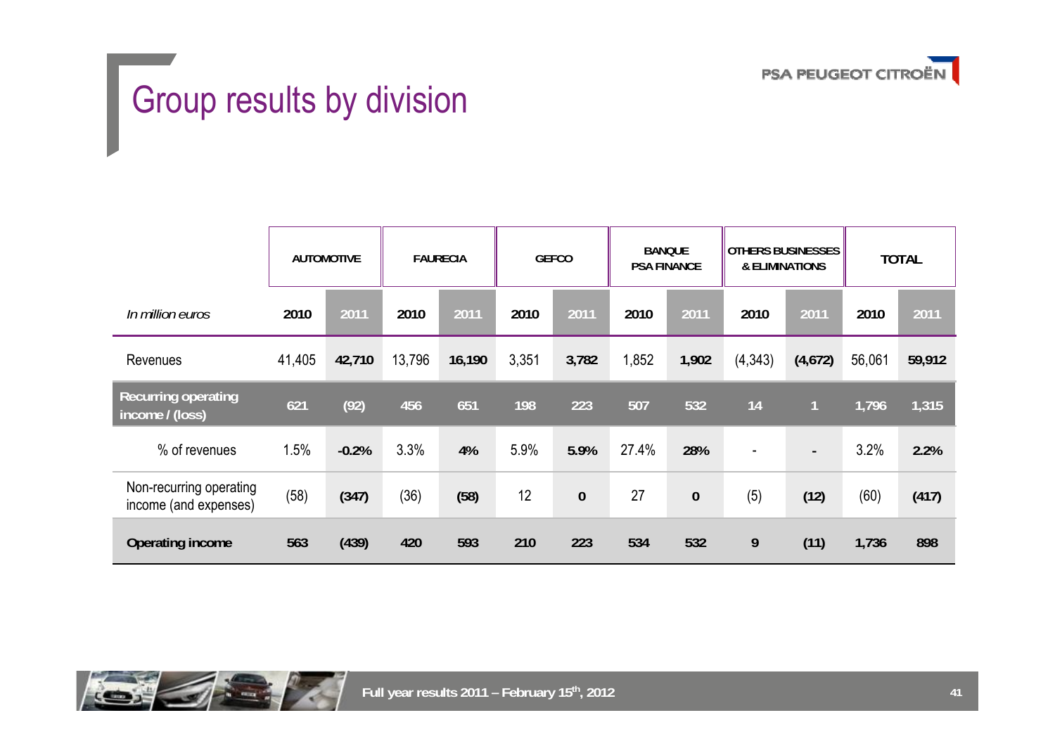# Group results by division

| | AUTOMOTIVE | | FAURECIA | | GEFCO | | BANQUE PSA FINANCE | | OTHERS BUSINESSES & ELIMINATIONS | | TOTAL | |
|---|---|---|---|---|---|---|---|---|---|---|---|---|
| *In million euros* | **2010** | **2011** | **2010** | **2011** | **2010** | **2011** | **2010** | **2011** | **2010** | **2011** | **2010** | **2011** |
| Revenues | 41,405 | **42,710** | 13,796 | **16,190** | 3,351 | **3,782** | 1,852 | **1,902** | (4,343) | **(4,672)** | 56,061 | **59,912** |
| **Recurring operating income / (loss)** | **621** | **(92)** | **456** | **651** | **198** | **223** | **507** | **532** | **14** | **1** | **1,796** | **1,315** |
| % of revenues | 1.5% | **-0.2%** | 3.3% | **4%** | 5.9% | **5.9%** | 27.4% | **28%** | - | **-** | 3.2% | **2.2%** |
| Non-recurring operating income (and expenses) | (58) | **(347)** | (36) | **(58)** | 12 | **0** | 27 | **0** | (5) | **(12)** | (60) | **(417)** |
| **Operating income** | **563** | **(439)** | **420** | **593** | **210** | **223** | **534** | **532** | **9** | **(11)** | **1,736** | **898** |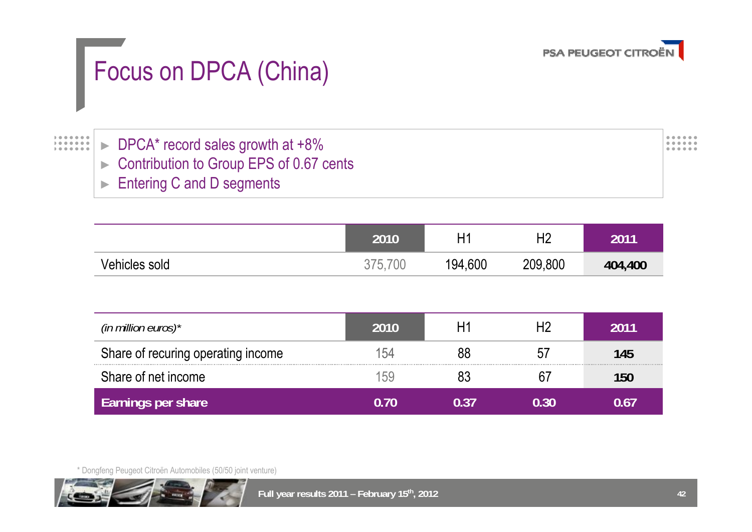# Focus on DPCA (China)

- DPCA* record sales growth at +8%
- Contribution to Group EPS of 0.67 cents
- Entering C and D segments

| | 2010 | H1 | H2 | 2011 |
|---|---|---|---|---|
| Vehicles sold | 375,700 | 194,600 | 209,800 | **404,400** |

| *(in million euros)** | 2010 | H1 | H2 | 2011 |
|---|---|---|---|---|
| Share of recuring operating income | 154 | 88 | 57 | **145** |
| Share of net income | 159 | 83 | 67 | **150** |
| **Earnings per share** | **0.70** | **0.37** | **0.30** | **0.67** |

\* Dongfeng Peugeot Citroën Automobiles (50/50 joint venture)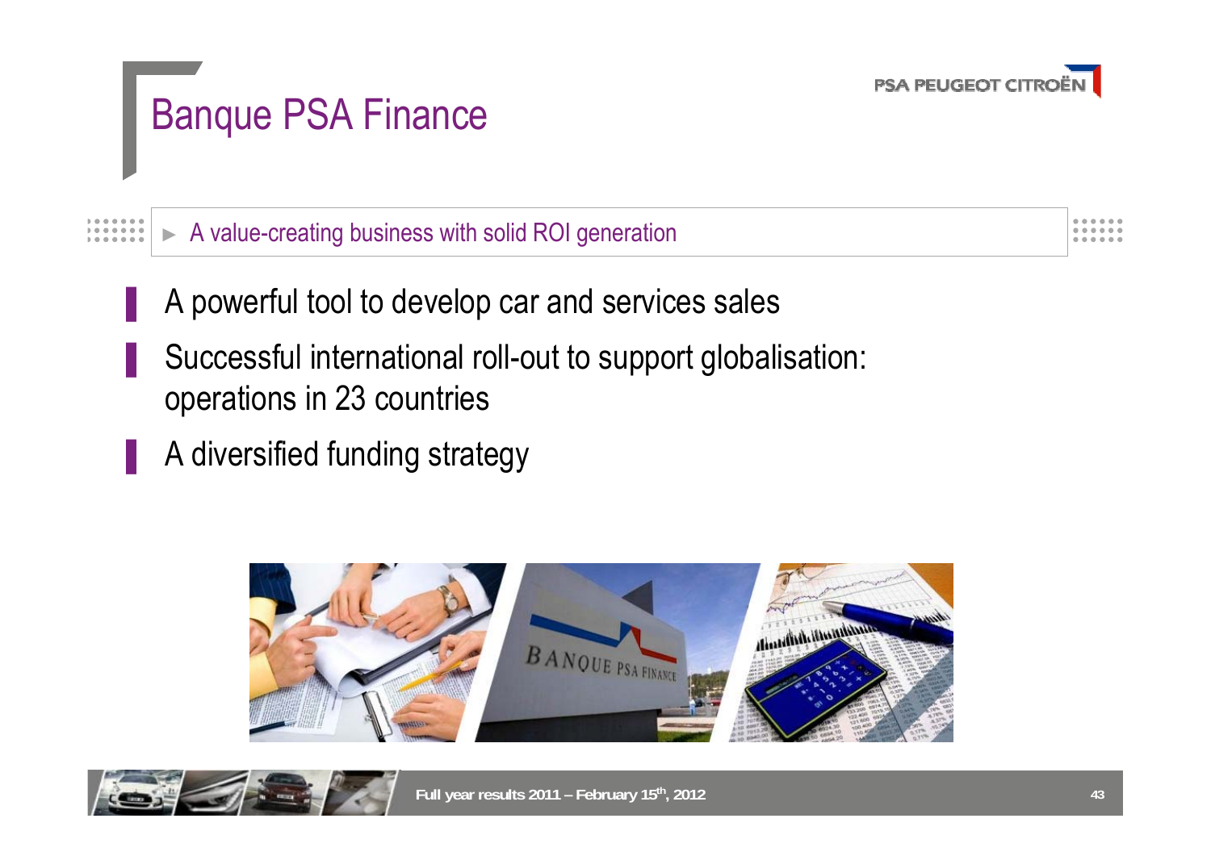# Banque PSA Finance

► A value-creating business with solid ROI generation

- A powerful tool to develop car and services sales
- Successful international roll-out to support globalisation: operations in 23 countries
- A diversified funding strategy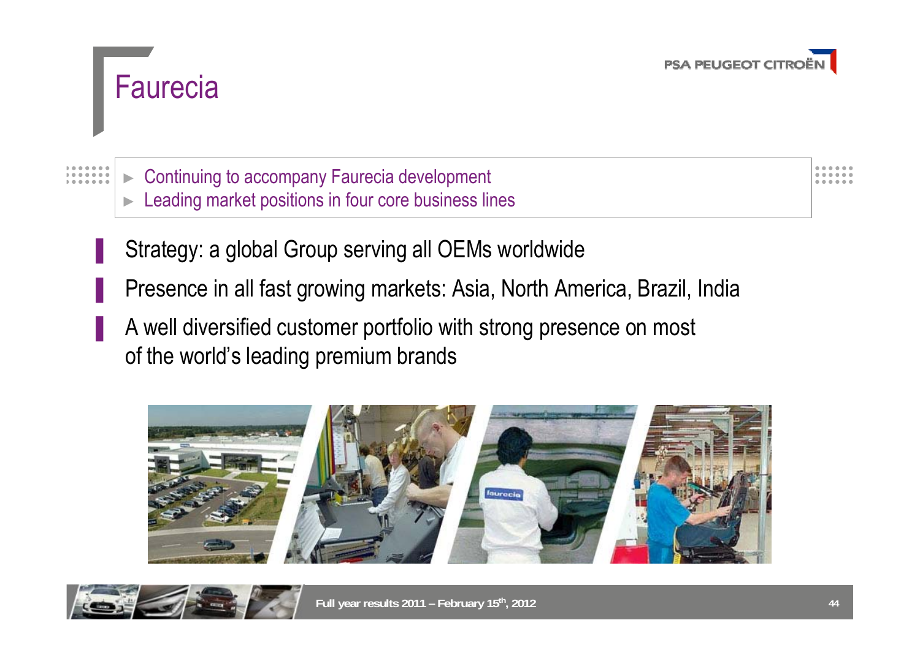# Faurecia

- Continuing to accompany Faurecia development
- Leading market positions in four core business lines

- Strategy: a global Group serving all OEMs worldwide
- Presence in all fast growing markets: Asia, North America, Brazil, India
- A well diversified customer portfolio with strong presence on most of the world's leading premium brands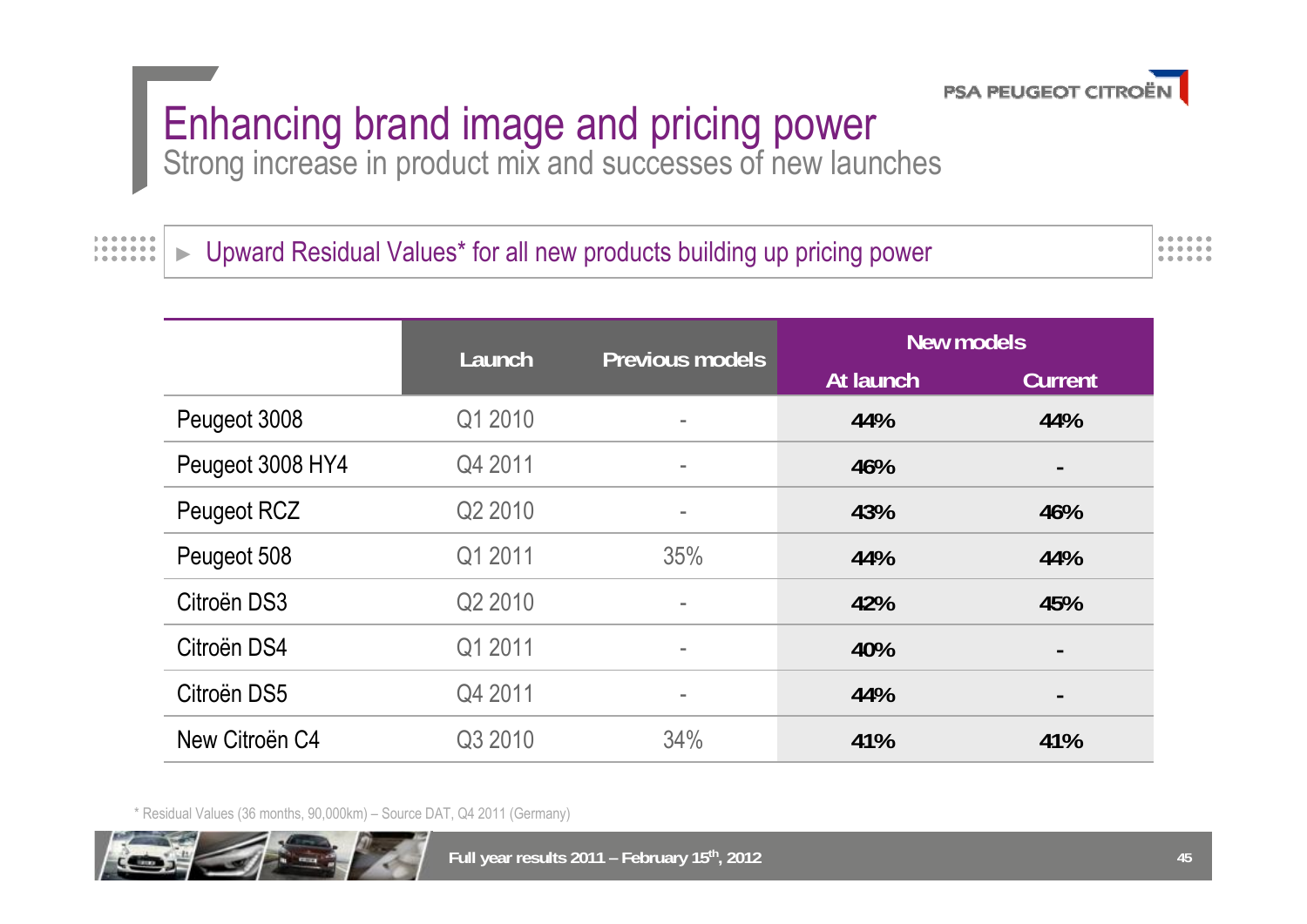# Enhancing brand image and pricing power

## Strong increase in product mix and successes of new launches

► Upward Residual Values* for all new products building up pricing power

| | Launch | Previous models | New models | |
|---|---|---|---|---|
| | | | At launch | Current |
| Peugeot 3008 | Q1 2010 | - | **44%** | **44%** |
| Peugeot 3008 HY4 | Q4 2011 | - | **46%** | **-** |
| Peugeot RCZ | Q2 2010 | - | **43%** | **46%** |
| Peugeot 508 | Q1 2011 | 35% | **44%** | **44%** |
| Citroën DS3 | Q2 2010 | - | **42%** | **45%** |
| Citroën DS4 | Q1 2011 | - | **40%** | **-** |
| Citroën DS5 | Q4 2011 | - | **44%** | **-** |
| New Citroën C4 | Q3 2010 | 34% | **41%** | **41%** |

* Residual Values (36 months, 90,000km) – Source DAT, Q4 2011 (Germany)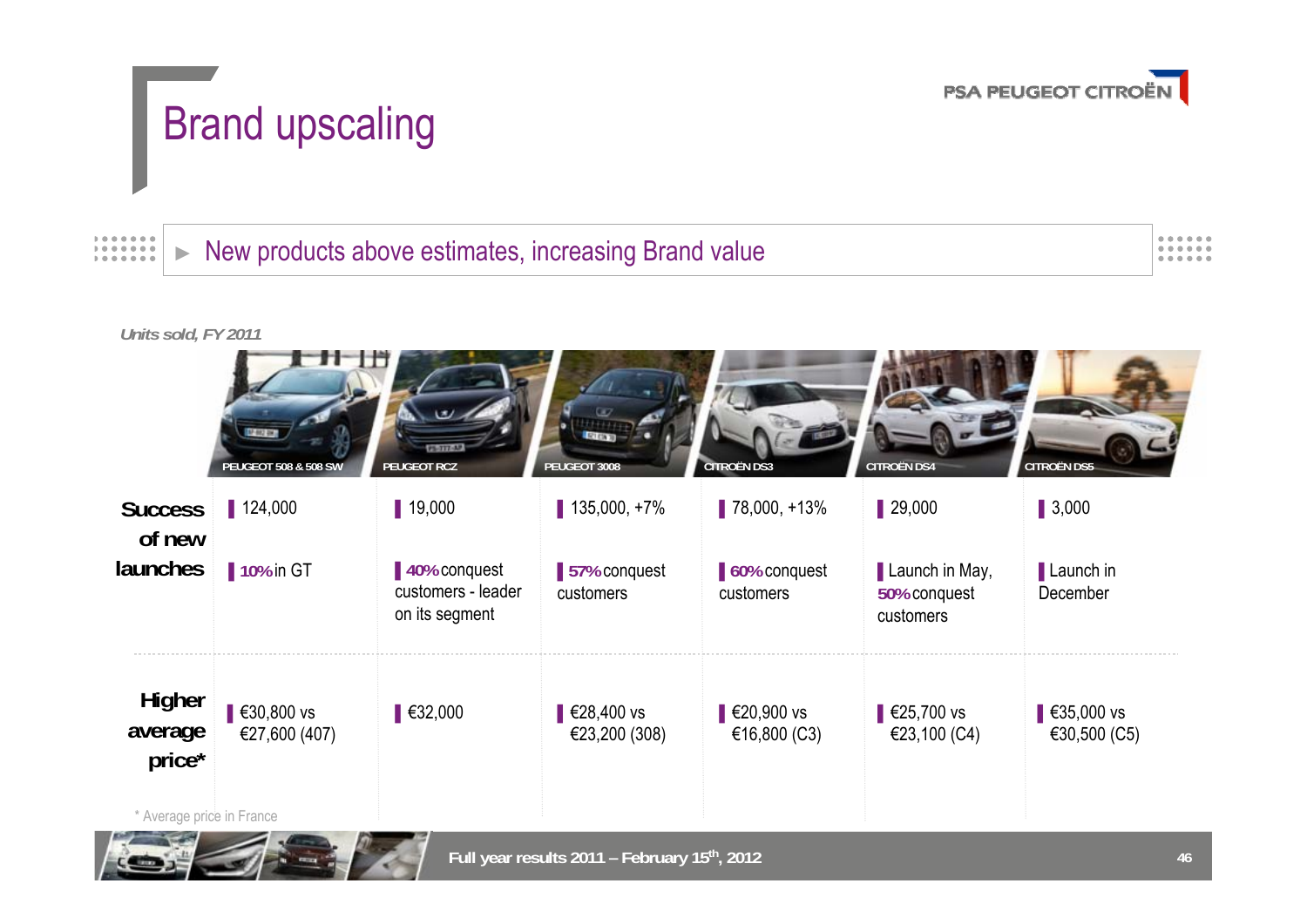# Brand upscaling

## ► New products above estimates, increasing Brand value

*Units sold, FY 2011*

| | PEUGEOT 508 & 508 SW | PEUGEOT RCZ | PEUGEOT 3008 | CITROËN DS3 | CITROËN DS4 | CITROËN DS5 |
|---|---|---|---|---|---|---|
| **Success of new launches** | 124,000 | 19,000 | 135,000, +7% | 78,000, +13% | 29,000 | 3,000 |
| | **10%** in GT | **40%** conquest customers - leader on its segment | **57%** conquest customers | **60%** conquest customers | Launch in May, **50%** conquest customers | Launch in December |
| **Higher average price*** | €30,800 vs €27,600 (407) | €32,000 | €28,400 vs €23,200 (308) | €20,900 vs €16,800 (C3) | €25,700 vs €23,100 (C4) | €35,000 vs €30,500 (C5) |

\* Average price in France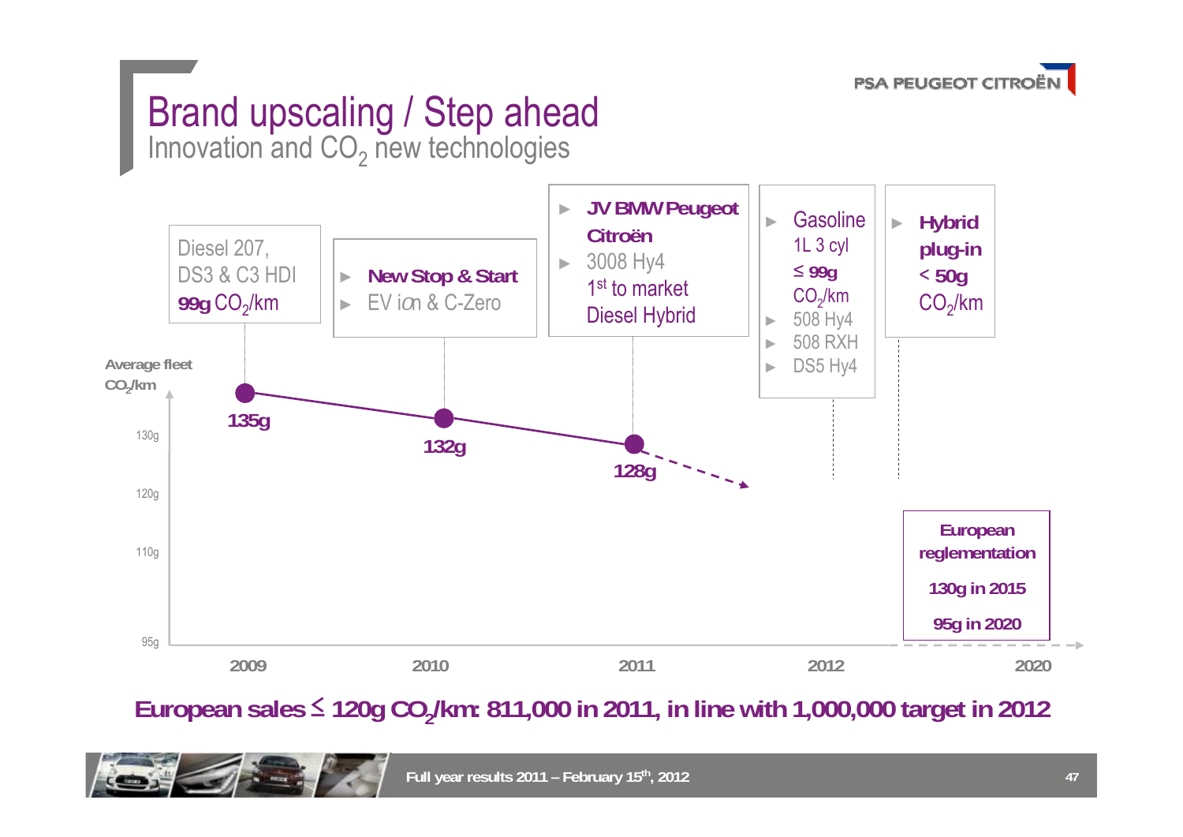# Brand upscaling / Step ahead

## Innovation and $CO_2$ new technologies

Diesel 207, DS3 & C3 HDI
**99g** $CO_2$/km

- **New Stop & Start**
- EV ion & C-Zero

- **JV BMW Peugeot Citroën**
- 3008 Hy4
  1st to market
  Diesel Hybrid

- Gasoline
  1L 3 cyl
  ≤ **99g**
  $CO_2$/km
- 508 Hy4
- 508 RXH
- DS5 Hy4

- **Hybrid plug-in**
  < **50g**
  $CO_2$/km

Average fleet $CO_2$/km

130g
120g
110g
95g

**135g**
**132g**
**128g**

**2009**
**2010**
**2011**
**2012**
**2020**

**European reglementation**
**130g in 2015**
**95g in 2020**

**European sales ≤ 120g $CO_2$/km: 811,000 in 2011, in line with 1,000,000 target in 2012**